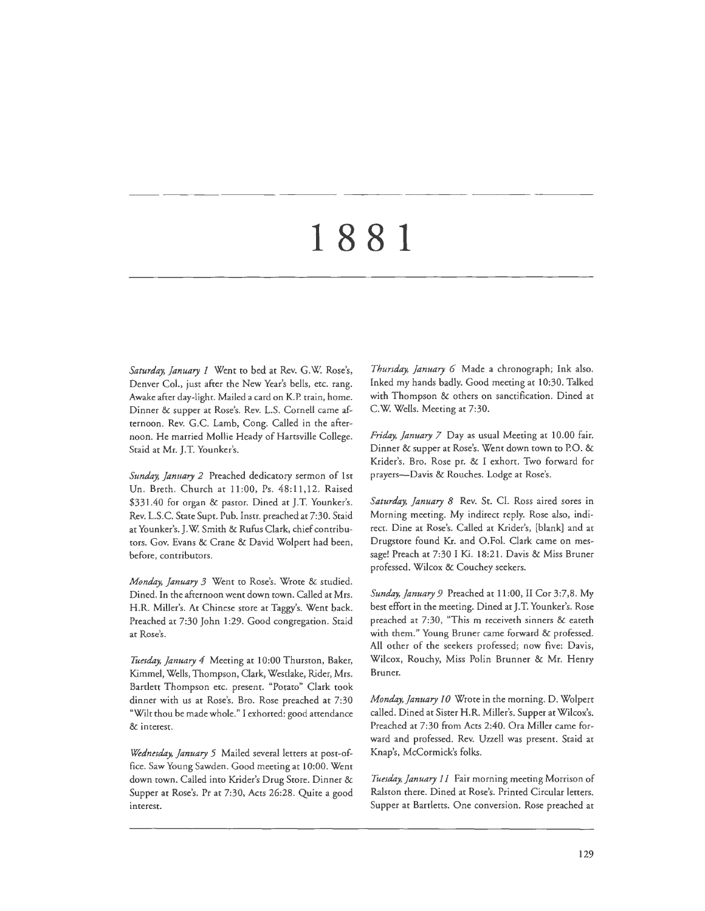# 1881

*Saturday, January 1* Went to bed at Rev. G.W. Rose's, Denver Col., just after the New Year's bells, etc. rang. Awake after day-light. Mailed a card on K.P. train, home. Dinner & supper at Rose's. Rev. L.S. Cornell came afternoon. Rev. G.C. Lamb, Cong. Called in the afternoon. He married Mollie Heady of Hartsville College. Staid at Mr. J.T. Younker's.

*Sunday, January 2* Preached dedicatory sermon of 1st Un. Breth. Church at 11:00, Ps. 48:11,12. Raised $331.40 for organ & pastor. Dined at J.T. Younker's. Rev. L.S.C. State Supt. Pub. Instr. preached at 7:30. Staid at Younker's. J.W. Smith & Rufus Clark, chief contributors. Gov. Evans & Crane & David Wolpert had been, before, contributors.

*Monday, January 3* Went to Rose's. Wrote & studied. Dined. In the afternoon went down town. Called at Mrs. H.R. Miller's. At Chinese store at Taggy's. Went back. Preached at 7:30 John 1:29. Good congregation. Staid at Rose's.

*Tuesday, January 4* Meeting at 10:00 Thurston, Baker, Kimmel, Wells, Thompson, Clark, Westlake, Rider, Mrs. Bartlett Thompson etc. present. "Potato" Clark took dinner with us at Rose's. Bro. Rose preached at 7:30 "Wilt thou be made whole." I exhorted: good attendance & interest.

*Wednesday, January 5* Mailed several letters at post-office. Saw Young Sawden. Good meeting at 10:00. Went down town. Called into Krider's Drug Store. Dinner & Supper at Rose's. Pr at 7:30, Acts 26:28. Quite a good interest.

*Thursday, January 6* Made a chronograph; Ink also. Inked my hands badly. Good meeting at 10:30. Talked with Thompson & others on sanctification. Dined at C.W. Wells. Meeting at 7:30.

*Friday, January 7* Day as usual Meeting at 10.00 fair. Dinner & supper at Rose's. Went down town to P.O. & Krider's. Bro. Rose pr. & I exhort. Two forward for prayers—Davis & Rouches. Lodge at Rose's.

*Saturday, January 8* Rev. St. Cl. Ross aired sores in Morning meeting. My indirect reply. Rose also, indirect. Dine at Rose's. Called at Krider's, [blank] and at Drugstore found Kr. and O.Fol. Clark came on message! Preach at 7:30 I Ki. 18:21. Davis & Miss Bruner professed. Wilcox & Couchey seekers.

*Sunday, January 9* Preached at 11:00, II Cor 3:7,8. My best effort in the meeting. Dined at J.T. Younker's. Rose preached at 7:30, "This m receiveth sinners & eateth with them." Young Bruner came forward & professed. All other of the seekers professed; now five: Davis, Wilcox, Rouchy, Miss Polin Brunner & Mr. Henry Bruner.

*Monday, January 10* Wrote in the morning. D. Wolpert called. Dined at Sister H.R. Miller's. Supper at Wilcox's. Preached at 7:30 from Acts 2:40. Ora Miller came forward and professed. Rev. Uzzell was present. Staid at Knap's, McCormick's folks.

*Tuesday, January 11* Fair morning meeting Morrison of Ralston there. Dined at Rose's. Printed Circular letters. Supper at Bartletts. One conversion. Rose preached at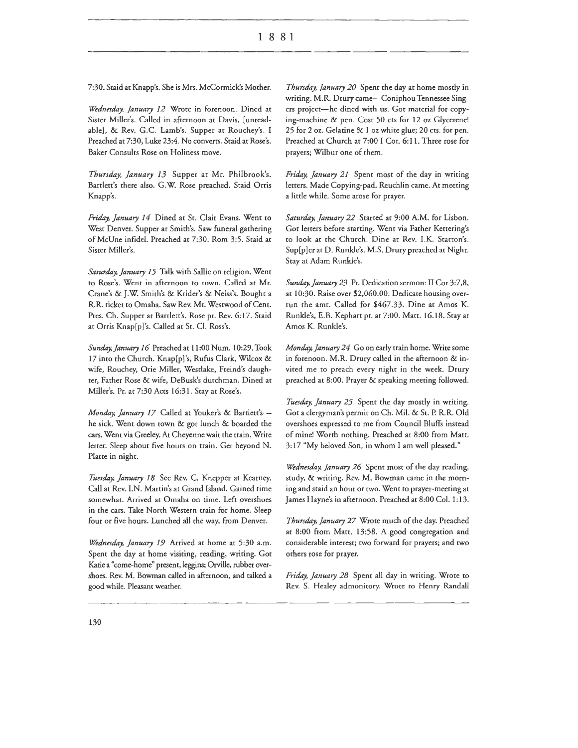7:30. Staid at Knapp's. She is Mrs. McCormick's Mother.

*Wednesday, January 12* Wrote in forenoon. Dined at Sister Miller's. Called in afternoon at Davis, [unreadable], & Rev. G.C. Lamb's. Supper at Rouchey's. I Preached at 7:30, Luke 23:4. No converts. Staid at Rose's. Baker Consults Rose on Holiness move.

*Thursday, January 13* Supper at Mr. Philbrook's. Bartlett's there also. G.W. Rose preached. Staid Orris Knapp's.

*Friday, January 14* Dined at St. Clair Evans. Went to West Denver. Supper at Smith's. Saw funeral gathering of McUne infidel. Preached at 7:30. Rom 3:5. Staid at Sister Miller's.

*Saturday, January 15* Talk with Sallie on religion. Went to Rose's. Went in afternoon to town. Called at Mr. Crane's & J.W. Smith's & Krider's & Neiss's. Bought a R.R. ticket to Omaha. Saw Rev. Mr. Westwood of Cent. Pres. Ch. Supper at Bartlett's. Rose pr. Rev. 6:17. Staid at Orris Knap[p]'s. Called at St. Cl. Ross's.

*Sunday, January 16* Preached at 11:00 Num. 10:29. Took 17 into the Church. Knap[p]'s, Rufus Clark, Wilcox & wife, Rouchey, Orie Miller, Westlake, Freind's daughter, Father Rose & wife, DeBusk's dutchman. Dined at Miller's. Pr. at 7:30 Acts 16:31. Stay at Rose's.

*Monday, January 17* Called at Youker's & Bartlett's – he sick. Went down town & got lunch & boarded the cars. Went via Greeley. At Cheyenne wait the train. Write letter. Sleep about five hours on train. Get beyond N. Platte in night.

*Tuesday, January 18* See Rev. C. Knepper at Kearney. Call at Rev. I.N. Martin's at Grand Island. Gained time somewhat. Arrived at Omaha on time. Left overshoes in the cars. Take North Western train for home. Sleep four or five hours. Lunched all the way, from Denver.

*Wednesday, January 19* Arrived at home at 5:30 a.m. Spent the day at home visiting, reading, writing. Got Katie a "come-home" present, leggins; Orville, rubber overshoes. Rev. M. Bowman called in afternoon, and talked a good while. Pleasant weather.

*Thursday, January 20* Spent the day at home mostly in writing. M.R. Drury came—Coniphou Tennessee Singers project—he dined with us. Got material for copying-machine & pen. Cost 50 cts for 12 oz Glycerene! 25 for 2 oz. Gelatine & 1 oz white glue; 20 cts. for pen. Preached at Church at 7:00 I Cor. 6:11. Three rose for prayers; Wilbur one of them.

*Friday, January 21* Spent most of the day in writing letters. Made Copying-pad. Reuchlin came. At meeting a little while. Some arose for prayer.

*Saturday, January 22* Started at 9:00 A.M. for Lisbon. Got letters before starting. Went via Father Kettering's to look at the Church. Dine at Rev. I.K. Statton's. Sup[p]er at D. Runkle's. M.S. Drury preached at Night. Stay at Adam Runkle's.

*Sunday, January 23* Pr. Dedication sermon: II Cor 3:7,8, at 10:30. Raise over $2,060.00. Dedicate housing overrun the amt. Called for $467.33. Dine at Amos K. Runkle's, E.B. Kephart pr. at 7:00. Matt. 16.18. Stay at Amos K. Runkle's.

*Monday, January 24* Go on early train home. Write some in forenoon. M.R. Drury called in the afternoon & invited me to preach every night in the week. Drury preached at 8:00. Prayer & speaking meeting followed.

*Tuesday, January 25* Spent the day mostly in writing. Got a clergyman's permit on Ch. Mil. & St. P. R.R. Old overshoes expressed to me from Council Bluffs instead of mine! Worth nothing. Preached at 8:00 from Matt. 3:17 "My beloved Son, in whom I am well pleased."

*Wednesday, January 26* Spent most of the day reading, study, & writing. Rev. M. Bowman came in the morning and staid an hour or two. Went to prayer-meeting at James Hayne's in afternoon. Preached at 8:00 Col. 1:13.

*Thursday, January 27* Wrote much of the day. Preached at 8:00 from Matt. 13:58. A good congregation and considerable interest; two forward for prayers; and two others rose for prayer.

*Friday, January 28* Spent all day in writing. Wrote to Rev. S. Healey admonitory. Wrote to Henry Randall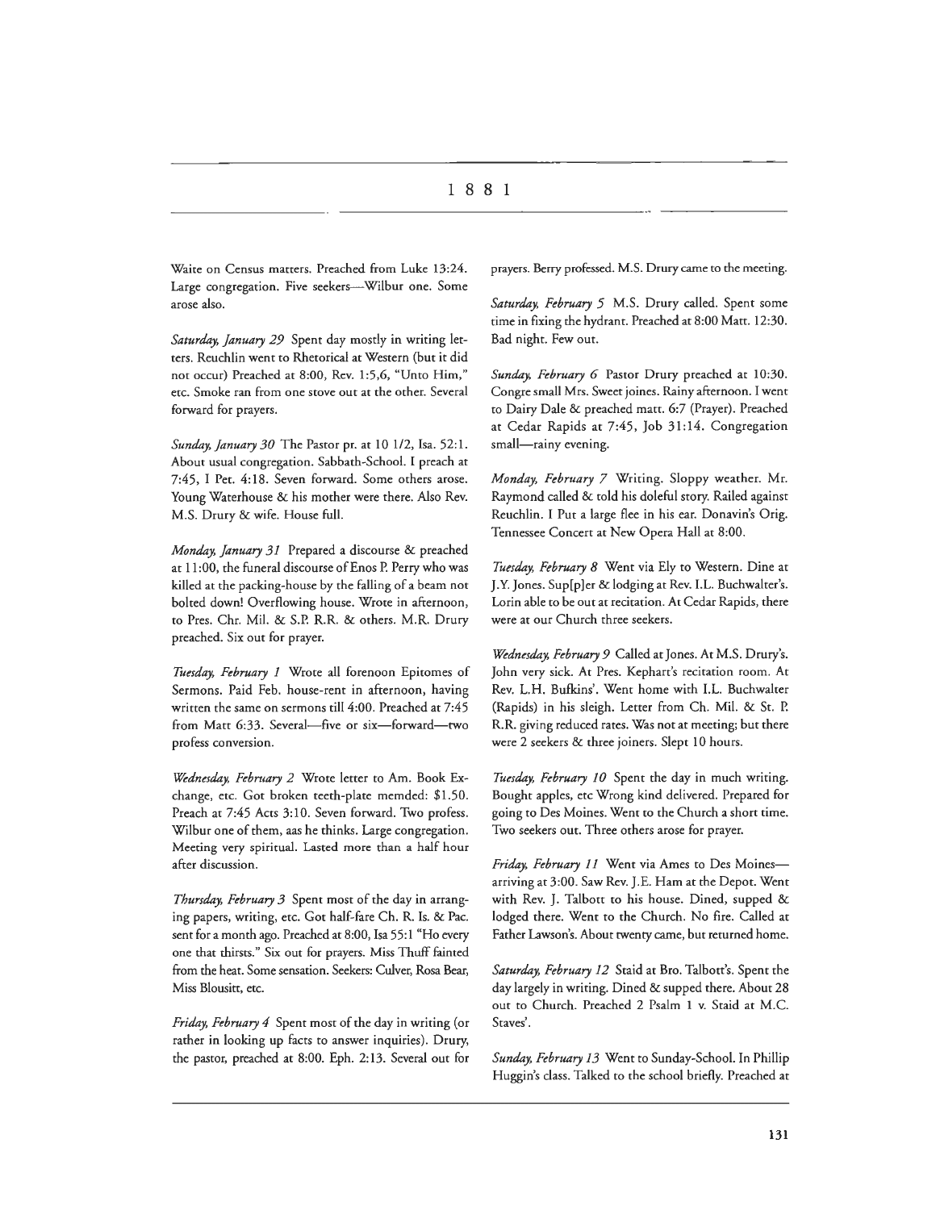# 1881

Waite on Census matters. Preached from Luke 13:24. Large congregation. Five seekers—Wilbur one. Some arose also.

*Saturday, January 29* Spent day mostly in writing letters. Reuchlin went to Rhetorical at Western (but it did not occur) Preached at 8:00, Rev. 1:5,6, "Unto Him," etc. Smoke ran from one stove out at the other. Several forward for prayers.

*Sunday, January 30* The Pastor pr. at 10 1/2, Isa. 52:1. About usual congregation. Sabbath-School. I preach at 7:45, I Pet. 4:18. Seven forward. Some others arose. Young Waterhouse & his mother were there. Also Rev. M.S. Drury & wife. House full.

*Monday, January 31* Prepared a discourse & preached at 11:00, the funeral discourse of Enos P. Perry who was killed at the packing-house by the falling of a beam not bolted down! Overflowing house. Wrote in afternoon, to Pres. Chr. Mil. & S.P. R.R. & others. M.R. Drury preached. Six out for prayer.

*Tuesday, February 1* Wrote all forenoon Epitomes of Sermons. Paid Feb. house-rent in afternoon, having written the same on sermons till 4:00. Preached at 7:45 from Matt 6:33. Several—five or six—forward—two profess conversion.

*Wednesday, February 2* Wrote letter to Am. Book Exchange, etc. Got broken teeth-plate memded: $1.50. Preach at 7:45 Acts 3:10. Seven forward. Two profess. Wilbur one of them, aas he thinks. Large congregation. Meeting very spiritual. Lasted more than a half hour after discussion.

*Thursday, February 3* Spent most of the day in arranging papers, writing, etc. Got half-fare Ch. R. Is. & Pac. sent for a month ago. Preached at 8:00, Isa 55:1 "Ho every one that thirsts." Six out for prayers. Miss Thuff fainted from the heat. Some sensation. Seekers: Culver, Rosa Bear, Miss Blousitt, etc.

*Friday, February 4* Spent most of the day in writing (or rather in looking up facts to answer inquiries). Drury, the pastor, preached at 8:00. Eph. 2:13. Several out for prayers. Berry professed. M.S. Drury came to the meeting.

*Saturday, February 5* M.S. Drury called. Spent some time in fixing the hydrant. Preached at 8:00 Matt. 12:30. Bad night. Few out.

*Sunday, February 6* Pastor Drury preached at 10:30. Congre small Mrs. Sweet joines. Rainy afternoon. I went to Dairy Dale & preached matt. 6:7 (Prayer). Preached at Cedar Rapids at 7:45, Job 31:14. Congregation small—rainy evening.

*Monday, February 7* Writing. Sloppy weather. Mr. Raymond called & told his doleful story. Railed against Reuchlin. I Put a large flee in his ear. Donavin's Orig. Tennessee Concert at New Opera Hall at 8:00.

*Tuesday, February 8* Went via Ely to Western. Dine at J.Y. Jones. Sup[p]er & lodging at Rev. I.L. Buchwalter's. Lorin able to be out at recitation. At Cedar Rapids, there were at our Church three seekers.

*Wednesday, February 9* Called at Jones. At M.S. Drury's. John very sick. At Pres. Kephart's recitation room. At Rev. L.H. Bufkins'. Went home with I.L. Buchwalter (Rapids) in his sleigh. Letter from Ch. Mil. & St. P. R.R. giving reduced rates. Was not at meeting; but there were 2 seekers & three joiners. Slept 10 hours.

*Tuesday, February 10* Spent the day in much writing. Bought apples, etc Wrong kind delivered. Prepared for going to Des Moines. Went to the Church a short time. Two seekers out. Three others arose for prayer.

*Friday, February 11* Went via Ames to Des Moines—arriving at 3:00. Saw Rev. J.E. Ham at the Depot. Went with Rev. J. Talbott to his house. Dined, supped & lodged there. Went to the Church. No fire. Called at Father Lawson's. About twenty came, but returned home.

*Saturday, February 12* Staid at Bro. Talbott's. Spent the day largely in writing. Dined & supped there. About 28 out to Church. Preached 2 Psalm 1 v. Staid at M.C. Staves'.

*Sunday, February 13* Went to Sunday-School. In Phillip Huggin's class. Talked to the school briefly. Preached at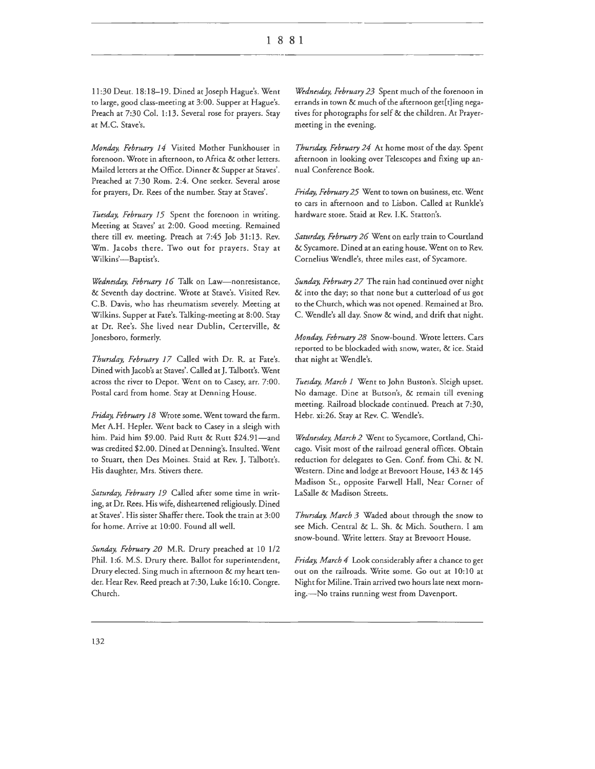11:30 Deut. 18:18–19. Dined at Joseph Hague's. Went to large, good class-meeting at 3:00. Supper at Hague's. Preach at 7:30 Col. 1:13. Several rose for prayers. Stay at M.C. Stave's.

*Monday, February 14* Visited Mother Funkhouser in forenoon. Wrote in afternoon, to Africa & other letters. Mailed letters at the Office. Dinner & Supper at Staves'. Preached at 7:30 Rom. 2:4. One seeker. Several arose for prayers, Dr. Rees of the number. Stay at Staves'.

*Tuesday, February 15* Spent the forenoon in writing. Meeting at Staves' at 2:00. Good meeting. Remained there till ev. meeting. Preach at 7:45 Job 31:13. Rev. Wm. Jacobs there. Two out for prayers. Stay at Wilkins'—Baptist's.

*Wednesday, February 16* Talk on Law—nonresistance, & Seventh day doctrine. Wrote at Stave's. Visited Rev. C.B. Davis, who has rheumatism severely. Meeting at Wilkins. Supper at Fate's. Talking-meeting at 8:00. Stay at Dr. Ree's. She lived near Dublin, Certerville, & Jonesboro, formerly.

*Thursday, February 17* Called with Dr. R. at Fate's. Dined with Jacob's at Staves'. Called at J. Talbott's. Went across the river to Depot. Went on to Casey, arr. 7:00. Postal card from home. Stay at Denning House.

*Friday, February 18* Wrote some. Went toward the farm. Met A.H. Hepler. Went back to Casey in a sleigh with him. Paid him $9.00. Paid Rutt & Rutt $24.91—and was credited $2.00. Dined at Denning's. Insulted. Went to Stuart, then Des Moines. Staid at Rev. J. Talbott's. His daughter, Mrs. Stivers there.

*Saturday, February 19* Called after some time in writing, at Dr. Rees. His wife, disheartened religiously. Dined at Staves'. His sister Shaffer there. Took the train at 3:00 for home. Arrive at 10:00. Found all well.

*Sunday, February 20* M.R. Drury preached at 10 1/2 Phil. 1:6. M.S. Drury there. Ballot for superintendent, Drury elected. Sing much in afternoon & my heart tender. Hear Rev. Reed preach at 7:30, Luke 16:10. Congre. Church.

*Wednesday, February 23* Spent much of the forenoon in errands in town & much of the afternoon get[t]ing negatives for photographs for self & the children. At Prayer-meeting in the evening.

*Thursday, February 24* At home most of the day. Spent afternoon in looking over Telescopes and fixing up annual Conference Book.

*Friday, February 25* Went to town on business, etc. Went to cars in afternoon and to Lisbon. Called at Runkle's hardware store. Staid at Rev. I.K. Statton's.

*Saturday, February 26* Went on early train to Courtland & Sycamore. Dined at an eating house. Went on to Rev. Cornelius Wendle's, three miles east, of Sycamore.

*Sunday, February 27* The rain had continued over night & into the day; so that none but a cutterload of us got to the Church, which was not opened. Remained at Bro. C. Wendle's all day. Snow & wind, and drift that night.

*Monday, February 28* Snow-bound. Wrote letters. Cars reported to be blockaded with snow, water, & ice. Staid that night at Wendle's.

*Tuesday, March 1* Went to John Buston's. Sleigh upset. No damage. Dine at Butson's, & remain till evening meeting. Railroad blockade continued. Preach at 7:30, Hebr. xi:26. Stay at Rev. C. Wendle's.

*Wednesday, March 2* Went to Sycamore, Cortland, Chicago. Visit most of the railroad general offices. Obtain reduction for delegates to Gen. Conf. from Chi. & N. Western. Dine and lodge at Brevoort House, 143 & 145 Madison St., opposite Farwell Hall, Near Corner of LaSalle & Madison Streets.

*Thursday, March 3* Waded about through the snow to see Mich. Central & L. Sh. & Mich. Southern. I am snow-bound. Write letters. Stay at Brevoort House.

*Friday, March 4* Look considerably after a chance to get out on the railroads. Write some. Go out at 10:10 at Night for Miline. Train arrived two hours late next morning.—No trains running west from Davenport.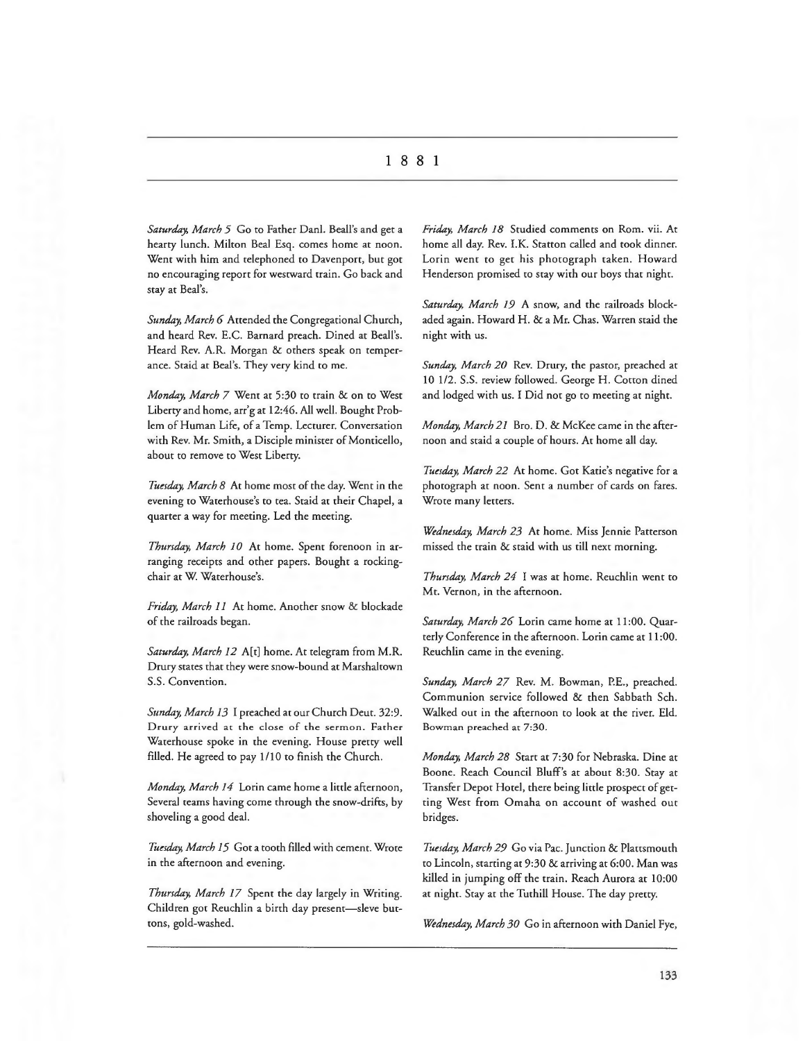# 1881

*Saturday, March 5* Go to Father Danl. Beall's and get a hearty lunch. Milton Beal Esq. comes home at noon. Went with him and telephoned to Davenport, but got no encouraging report for westward train. Go back and stay at Beal's.

*Sunday, March 6* Attended the Congregational Church, and heard Rev. E.C. Barnard preach. Dined at Beall's. Heard Rev. A.R. Morgan & others speak on temperance. Staid at Beal's. They very kind to me.

*Monday, March 7* Went at 5:30 to train & on to West Liberty and home, arr'g at 12:46. All well. Bought Problem of Human Life, of a Temp. Lecturer. Conversation with Rev. Mr. Smith, a Disciple minister of Monticello, about to remove to West Liberty.

*Tuesday, March 8* At home most of the day. Went in the evening to Waterhouse's to tea. Staid at their Chapel, a quarter a way for meeting. Led the meeting.

*Thursday, March 10* At home. Spent forenoon in arranging receipts and other papers. Bought a rocking-chair at W. Waterhouse's.

*Friday, March 11* At home. Another snow & blockade of the railroads began.

*Saturday, March 12* A[t] home. At telegram from M.R. Drury states that they were snow-bound at Marshaltown S.S. Convention.

*Sunday, March 13* I preached at our Church Deut. 32:9. Drury arrived at the close of the sermon. Father Waterhouse spoke in the evening. House pretty well filled. He agreed to pay 1/10 to finish the Church.

*Monday, March 14* Lorin came home a little afternoon, Several teams having come through the snow-drifts, by shoveling a good deal.

*Tuesday, March 15* Got a tooth filled with cement. Wrote in the afternoon and evening.

*Thursday, March 17* Spent the day largely in Writing. Children got Reuchlin a birth day present—sleve buttons, gold-washed.

*Friday, March 18* Studied comments on Rom. vii. At home all day. Rev. I.K. Statton called and took dinner. Lorin went to get his photograph taken. Howard Henderson promised to stay with our boys that night.

*Saturday, March 19* A snow, and the railroads blockaded again. Howard H. & a Mr. Chas. Warren staid the night with us.

*Sunday, March 20* Rev. Drury, the pastor, preached at 10 1/2. S.S. review followed. George H. Cotton dined and lodged with us. I Did not go to meeting at night.

*Monday, March 21* Bro. D. & McKee came in the afternoon and staid a couple of hours. At home all day.

*Tuesday, March 22* At home. Got Katie's negative for a photograph at noon. Sent a number of cards on fares. Wrote many letters.

*Wednesday, March 23* At home. Miss Jennie Patterson missed the train & staid with us till next morning.

*Thursday, March 24* I was at home. Reuchlin went to Mt. Vernon, in the afternoon.

*Saturday, March 26* Lorin came home at 11:00. Quarterly Conference in the afternoon. Lorin came at 11:00. Reuchlin came in the evening.

*Sunday, March 27* Rev. M. Bowman, P.E., preached. Communion service followed & then Sabbath Sch. Walked out in the afternoon to look at the river. Eld. Bowman preached at 7:30.

*Monday, March 28* Start at 7:30 for Nebraska. Dine at Boone. Reach Council Bluff's at about 8:30. Stay at Transfer Depot Hotel, there being little prospect of getting West from Omaha on account of washed out bridges.

*Tuesday, March 29* Go via Pac. Junction & Plattsmouth to Lincoln, starting at 9:30 & arriving at 6:00. Man was killed in jumping off the train. Reach Aurora at 10:00 at night. Stay at the Tuthill House. The day pretty.

*Wednesday, March 30* Go in afternoon with Daniel Fye,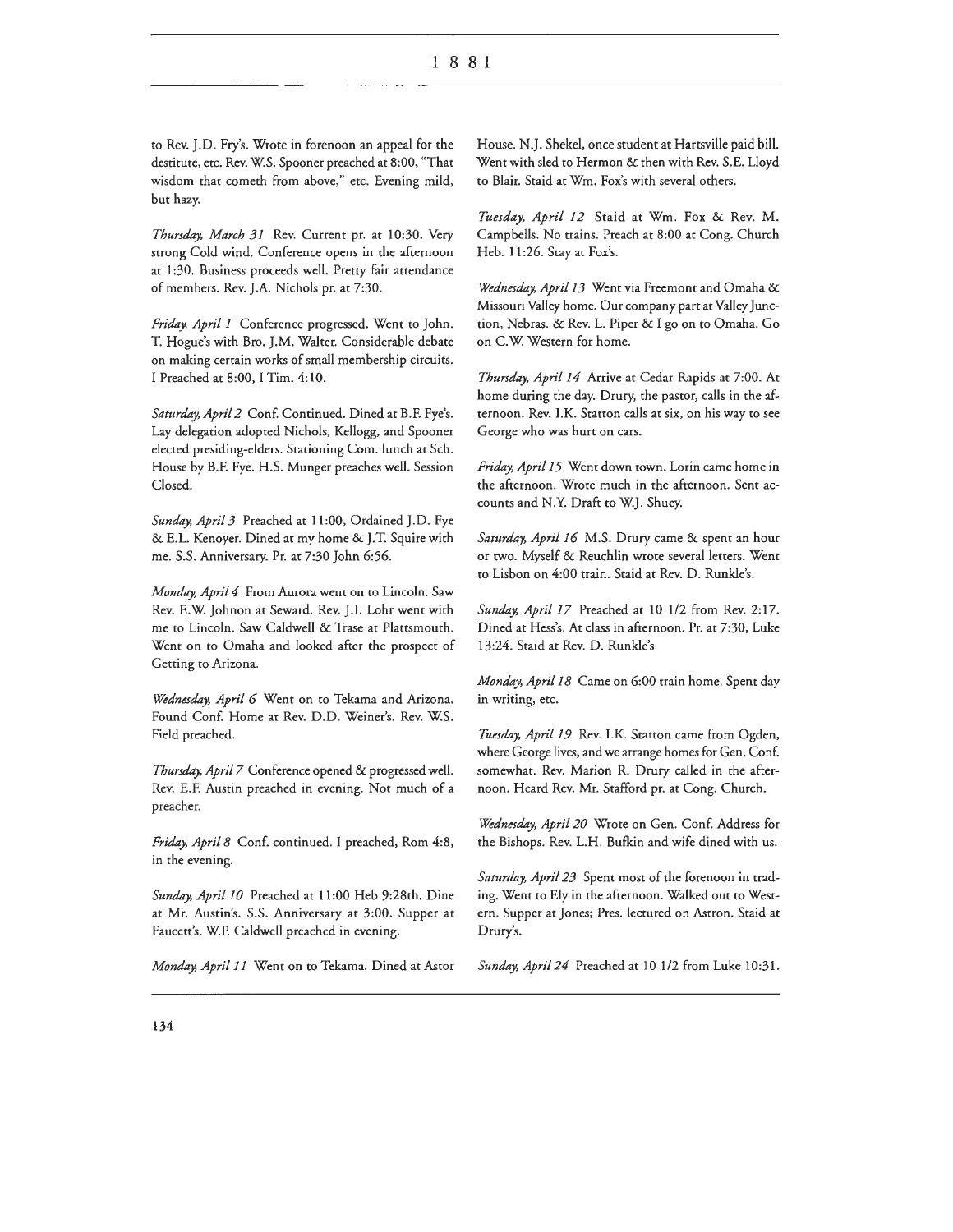to Rev. J.D. Fry's. Wrote in forenoon an appeal for the destitute, etc. Rev. W.S. Spooner preached at 8:00, "That wisdom that cometh from above," etc. Evening mild, but hazy.

*Thursday, March 31* Rev. Current pr. at 10:30. Very strong Cold wind. Conference opens in the afternoon at 1:30. Business proceeds well. Pretty fair attendance of members. Rev. J.A. Nichols pr. at 7:30.

*Friday, April 1* Conference progressed. Went to John. T. Hogue's with Bro. J.M. Walter. Considerable debate on making certain works of small membership circuits. I Preached at 8:00, I Tim. 4:10.

*Saturday, April 2* Conf. Continued. Dined at B.F. Fye's. Lay delegation adopted Nichols, Kellogg, and Spooner elected presiding-elders. Stationing Com. lunch at Sch. House by B.F. Fye. H.S. Munger preaches well. Session Closed.

*Sunday, April 3* Preached at 11:00, Ordained J.D. Fye & E.L. Kenoyer. Dined at my home & J.T. Squire with me. S.S. Anniversary. Pr. at 7:30 John 6:56.

*Monday, April 4* From Aurora went on to Lincoln. Saw Rev. E.W. Johnon at Seward. Rev. J.I. Lohr went with me to Lincoln. Saw Caldwell & Trase at Plattsmouth. Went on to Omaha and looked after the prospect of Getting to Arizona.

*Wednesday, April 6* Went on to Tekama and Arizona. Found Conf. Home at Rev. D.D. Weiner's. Rev. W.S. Field preached.

*Thursday, April 7* Conference opened & progressed well. Rev. E.F. Austin preached in evening. Not much of a preacher.

*Friday, April 8* Conf. continued. I preached, Rom 4:8, in the evening.

*Sunday, April 10* Preached at 11:00 Heb 9:28th. Dine at Mr. Austin's. S.S. Anniversary at 3:00. Supper at Faucett's. W.P. Caldwell preached in evening.

*Monday, April 11* Went on to Tekama. Dined at Astor House. N.J. Shekel, once student at Hartsville paid bill. Went with sled to Hermon & then with Rev. S.E. Lloyd to Blair. Staid at Wm. Fox's with several others.

*Tuesday, April 12* Staid at Wm. Fox & Rev. M. Campbells. No trains. Preach at 8:00 at Cong. Church Heb. 11:26. Stay at Fox's.

*Wednesday, April 13* Went via Freemont and Omaha & Missouri Valley home. Our company part at Valley Junction, Nebras. & Rev. L. Piper & I go on to Omaha. Go on C.W. Western for home.

*Thursday, April 14* Arrive at Cedar Rapids at 7:00. At home during the day. Drury, the pastor, calls in the afternoon. Rev. I.K. Statton calls at six, on his way to see George who was hurt on cars.

*Friday, April 15* Went down town. Lorin came home in the afternoon. Wrote much in the afternoon. Sent accounts and N.Y. Draft to W.J. Shuey.

*Saturday, April 16* M.S. Drury came & spent an hour or two. Myself & Reuchlin wrote several letters. Went to Lisbon on 4:00 train. Staid at Rev. D. Runkle's.

*Sunday, April 17* Preached at 10 1/2 from Rev. 2:17. Dined at Hess's. At class in afternoon. Pr. at 7:30, Luke 13:24. Staid at Rev. D. Runkle's

*Monday, April 18* Came on 6:00 train home. Spent day in writing, etc.

*Tuesday, April 19* Rev. I.K. Statton came from Ogden, where George lives, and we arrange homes for Gen. Conf. somewhat. Rev. Marion R. Drury called in the afternoon. Heard Rev. Mr. Stafford pr. at Cong. Church.

*Wednesday, April 20* Wrote on Gen. Conf. Address for the Bishops. Rev. L.H. Bufkin and wife dined with us.

*Saturday, April 23* Spent most of the forenoon in trading. Went to Ely in the afternoon. Walked out to Western. Supper at Jones; Pres. lectured on Astron. Staid at Drury's.

*Sunday, April 24* Preached at 10 1/2 from Luke 10:31.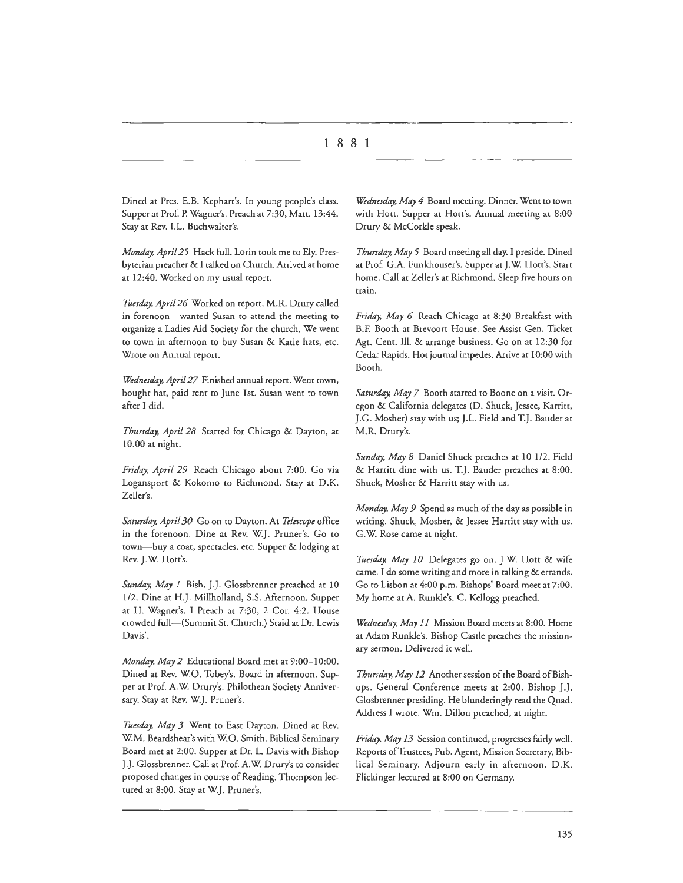# 1881

Dined at Pres. E.B. Kephart's. In young people's class. Supper at Prof. P. Wagner's. Preach at 7:30, Matt. 13:44. Stay at Rev. I.L. Buchwalter's.

*Monday, April 25* Hack full. Lorin took me to Ely. Presbyterian preacher & I talked on Church. Arrived at home at 12:40. Worked on my usual report.

*Tuesday, April 26* Worked on report. M.R. Drury called in forenoon—wanted Susan to attend the meeting to organize a Ladies Aid Society for the church. We went to town in afternoon to buy Susan & Katie hats, etc. Wrote on Annual report.

*Wednesday, April 27* Finished annual report. Went town, bought hat, paid rent to June 1st. Susan went to town after I did.

*Thursday, April 28* Started for Chicago & Dayton, at 10.00 at night.

*Friday, April 29* Reach Chicago about 7:00. Go via Logansport & Kokomo to Richmond. Stay at D.K. Zeller's.

*Saturday, April 30* Go on to Dayton. At *Telescope* office in the forenoon. Dine at Rev. W.J. Pruner's. Go to town—buy a coat, spectacles, etc. Supper & lodging at Rev. J.W. Hott's.

*Sunday, May 1* Bish. J.J. Glossbrenner preached at 10 1/2. Dine at H.J. Millholland, S.S. Afternoon. Supper at H. Wagner's. I Preach at 7:30, 2 Cor. 4:2. House crowded full—(Summit St. Church.) Staid at Dr. Lewis Davis'.

*Monday, May 2* Educational Board met at 9:00–10:00. Dined at Rev. W.O. Tobey's. Board in afternoon. Supper at Prof. A.W. Drury's. Philothean Society Anniversary. Stay at Rev. W.J. Pruner's.

*Tuesday, May 3* Went to East Dayton. Dined at Rev. W.M. Beardshear's with W.O. Smith. Biblical Seminary Board met at 2:00. Supper at Dr. L. Davis with Bishop J.J. Glossbrenner. Call at Prof. A.W. Drury's to consider proposed changes in course of Reading. Thompson lectured at 8:00. Stay at W.J. Pruner's.

*Wednesday, May 4* Board meeting. Dinner. Went to town with Hott. Supper at Hott's. Annual meeting at 8:00 Drury & McCorkle speak.

*Thursday, May 5* Board meeting all day. I preside. Dined at Prof. G.A. Funkhouser's. Supper at J.W. Hott's. Start home. Call at Zeller's at Richmond. Sleep five hours on train.

*Friday, May 6* Reach Chicago at 8:30 Breakfast with B.F. Booth at Brevoort House. See Assist Gen. Ticket Agt. Cent. Ill. & arrange business. Go on at 12:30 for Cedar Rapids. Hot journal impedes. Arrive at 10:00 with Booth.

*Saturday, May 7* Booth started to Boone on a visit. Oregon & California delegates (D. Shuck, Jessee, Karritt, J.G. Mosher) stay with us; J.L. Field and T.J. Bauder at M.R. Drury's.

*Sunday, May 8* Daniel Shuck preaches at 10 1/2. Field & Harritt dine with us. T.J. Bauder preaches at 8:00. Shuck, Mosher & Harritt stay with us.

*Monday, May 9* Spend as much of the day as possible in writing. Shuck, Mosher, & Jessee Harritt stay with us. G.W. Rose came at night.

*Tuesday, May 10* Delegates go on. J.W. Hott & wife came. I do some writing and more in talking & errands. Go to Lisbon at 4:00 p.m. Bishops' Board meet at 7:00. My home at A. Runkle's. C. Kellogg preached.

*Wednesday, May 11* Mission Board meets at 8:00. Home at Adam Runkle's. Bishop Castle preaches the missionary sermon. Delivered it well.

*Thursday, May 12* Another session of the Board of Bishops. General Conference meets at 2:00. Bishop J.J. Glosbrenner presiding. He blunderingly read the Quad. Address I wrote. Wm. Dillon preached, at night.

*Friday, May 13* Session continued, progresses fairly well. Reports of Trustees, Pub. Agent, Mission Secretary, Biblical Seminary. Adjourn early in afternoon. D.K. Flickinger lectured at 8:00 on Germany.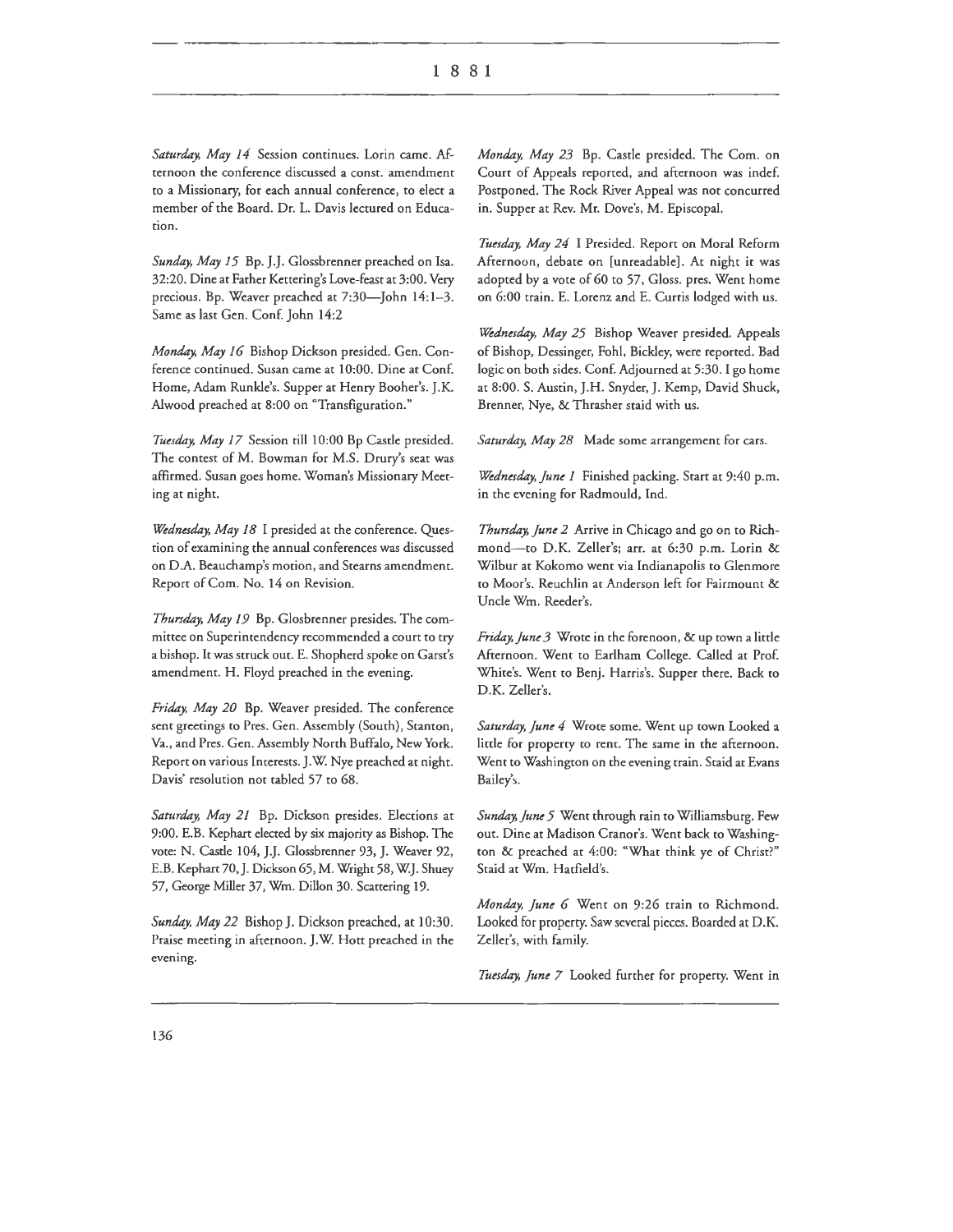## 1881

*Saturday, May 14* Session continues. Lorin came. Afternoon the conference discussed a const. amendment to a Missionary, for each annual conference, to elect a member of the Board. Dr. L. Davis lectured on Education.

*Sunday, May 15* Bp. J.J. Glossbrenner preached on Isa. 32:20. Dine at Father Kettering's Love-feast at 3:00. Very precious. Bp. Weaver preached at 7:30—John 14:1–3. Same as last Gen. Conf. John 14:2

*Monday, May 16* Bishop Dickson presided. Gen. Conference continued. Susan came at 10:00. Dine at Conf. Home, Adam Runkle's. Supper at Henry Booher's. J.K. Alwood preached at 8:00 on "Transfiguration."

*Tuesday, May 17* Session till 10:00 Bp Castle presided. The contest of M. Bowman for M.S. Drury's seat was affirmed. Susan goes home. Woman's Missionary Meeting at night.

*Wednesday, May 18* I presided at the conference. Question of examining the annual conferences was discussed on D.A. Beauchamp's motion, and Stearns amendment. Report of Com. No. 14 on Revision.

*Thursday, May 19* Bp. Glosbrenner presides. The committee on Superintendency recommended a court to try a bishop. It was struck out. E. Shopherd spoke on Garst's amendment. H. Floyd preached in the evening.

*Friday, May 20* Bp. Weaver presided. The conference sent greetings to Pres. Gen. Assembly (South), Stanton, Va., and Pres. Gen. Assembly North Buffalo, New York. Report on various Interests. J.W. Nye preached at night. Davis' resolution not tabled 57 to 68.

*Saturday, May 21* Bp. Dickson presides. Elections at 9:00. E.B. Kephart elected by six majority as Bishop. The vote: N. Castle 104, J.J. Glossbrenner 93, J. Weaver 92, E.B. Kephart 70, J. Dickson 65, M. Wright 58, W.J. Shuey 57, George Miller 37, Wm. Dillon 30. Scattering 19.

*Sunday, May 22* Bishop J. Dickson preached, at 10:30. Praise meeting in afternoon. J.W. Hott preached in the evening.

*Monday, May 23* Bp. Castle presided. The Com. on Court of Appeals reported, and afternoon was indef. Postponed. The Rock River Appeal was not concurred in. Supper at Rev. Mr. Dove's, M. Episcopal.

*Tuesday, May 24* I Presided. Report on Moral Reform Afternoon, debate on [unreadable]. At night it was adopted by a vote of 60 to 57, Gloss. pres. Went home on 6:00 train. E. Lorenz and E. Curtis lodged with us.

*Wednesday, May 25* Bishop Weaver presided. Appeals of Bishop, Dessinger, Fohl, Bickley, were reported. Bad logic on both sides. Conf. Adjourned at 5:30. I go home at 8:00. S. Austin, J.H. Snyder, J. Kemp, David Shuck, Brenner, Nye, & Thrasher staid with us.

*Saturday, May 28* Made some arrangement for cars.

*Wednesday, June 1* Finished packing. Start at 9:40 p.m. in the evening for Radmould, Ind.

*Thursday, June 2* Arrive in Chicago and go on to Richmond—to D.K. Zeller's; arr. at 6:30 p.m. Lorin & Wilbur at Kokomo went via Indianapolis to Glenmore to Moor's. Reuchlin at Anderson left for Fairmount & Uncle Wm. Reeder's.

*Friday, June 3* Wrote in the forenoon, & up town a little Afternoon. Went to Earlham College. Called at Prof. White's. Went to Benj. Harris's. Supper there. Back to D.K. Zeller's.

*Saturday, June 4* Wrote some. Went up town Looked a little for property to rent. The same in the afternoon. Went to Washington on the evening train. Staid at Evans Bailey's.

*Sunday, June 5* Went through rain to Williamsburg. Few out. Dine at Madison Cranor's. Went back to Washington & preached at 4:00: "What think ye of Christ?" Staid at Wm. Hatfield's.

*Monday, June 6* Went on 9:26 train to Richmond. Looked for property. Saw several pieces. Boarded at D.K. Zeller's, with family.

*Tuesday, June 7* Looked further for property. Went in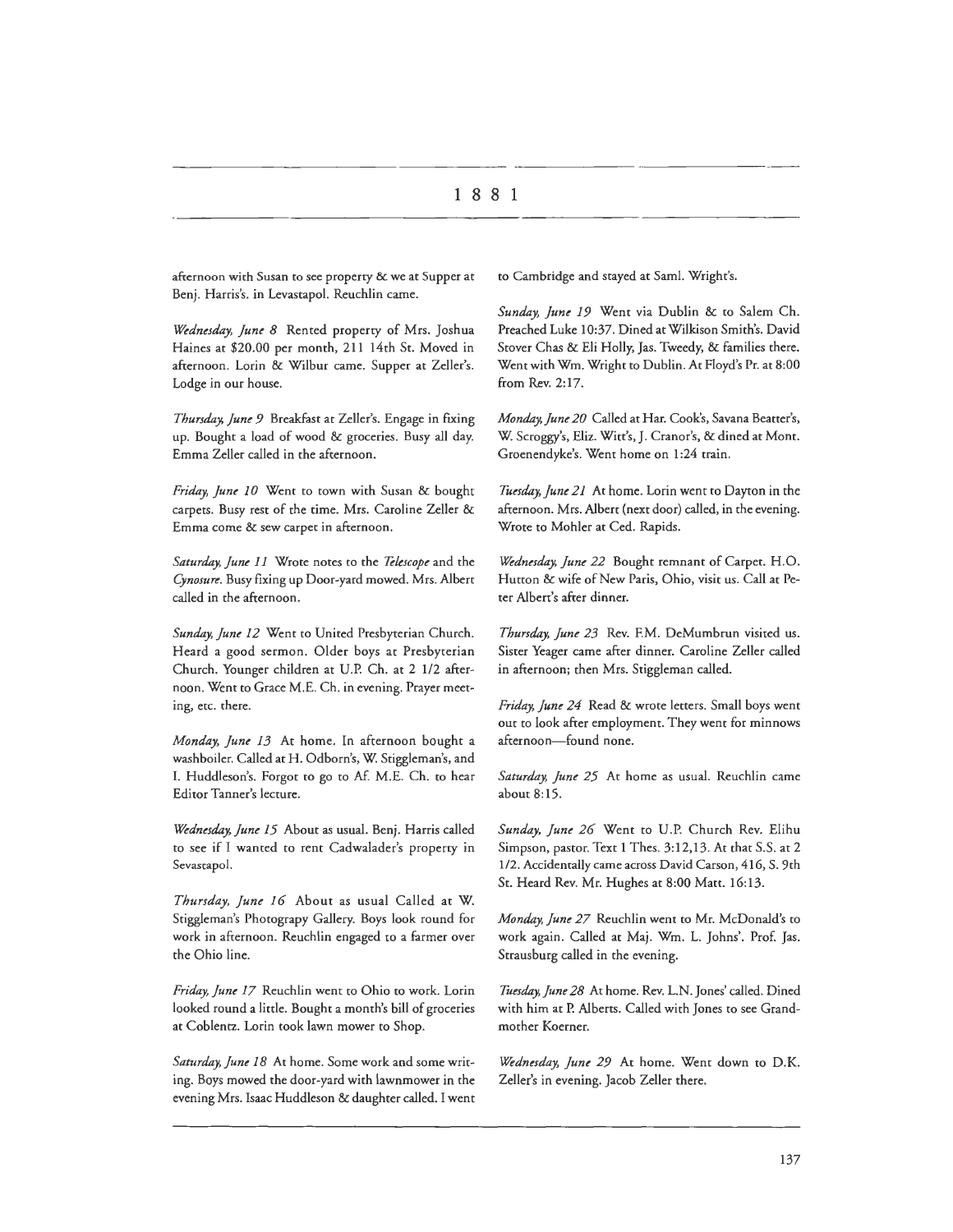# 1881

afternoon with Susan to see property & we at Supper at Benj. Harris's. in Levastapol. Reuchlin came.

*Wednesday, June 8* Rented property of Mrs. Joshua Haines at $20.00 per month, 211 14th St. Moved in afternoon. Lorin & Wilbur came. Supper at Zeller's. Lodge in our house.

*Thursday, June 9* Breakfast at Zeller's. Engage in fixing up. Bought a load of wood & groceries. Busy all day. Emma Zeller called in the afternoon.

*Friday, June 10* Went to town with Susan & bought carpets. Busy rest of the time. Mrs. Caroline Zeller & Emma come & sew carpet in afternoon.

*Saturday, June 11* Wrote notes to the *Telescope* and the *Cynosure*. Busy fixing up Door-yard mowed. Mrs. Albert called in the afternoon.

*Sunday, June 12* Went to United Presbyterian Church. Heard a good sermon. Older boys at Presbyterian Church. Younger children at U.P. Ch. at 2 1/2 afternoon. Went to Grace M.E. Ch. in evening. Prayer meeting, etc. there.

*Monday, June 13* At home. In afternoon bought a washboiler. Called at H. Odborn's, W. Stiggleman's, and I. Huddleson's. Forgot to go to Af. M.E. Ch. to hear Editor Tanner's lecture.

*Wednesday, June 15* About as usual. Benj. Harris called to see if I wanted to rent Cadwalader's property in Sevastapol.

*Thursday, June 16* About as usual Called at W. Stiggleman's Photograpy Gallery. Boys look round for work in afternoon. Reuchlin engaged to a farmer over the Ohio line.

*Friday, June 17* Reuchlin went to Ohio to work. Lorin looked round a little. Bought a month's bill of groceries at Coblentz. Lorin took lawn mower to Shop.

*Saturday, June 18* At home. Some work and some writing. Boys mowed the door-yard with lawnmower in the evening Mrs. Isaac Huddleson & daughter called. I went to Cambridge and stayed at Saml. Wright's.

*Sunday, June 19* Went via Dublin & to Salem Ch. Preached Luke 10:37. Dined at Wilkison Smith's. David Stover Chas & Eli Holly, Jas. Tweedy, & families there. Went with Wm. Wright to Dublin. At Floyd's Pr. at 8:00 from Rev. 2:17.

*Monday, June 20* Called at Har. Cook's, Savana Beatter's, W. Scroggy's, Eliz. Witt's, J. Cranor's, & dined at Mont. Groenendyke's. Went home on 1:24 train.

*Tuesday, June 21* At home. Lorin went to Dayton in the afternoon. Mrs. Albert (next door) called, in the evening. Wrote to Mohler at Ced. Rapids.

*Wednesday, June 22* Bought remnant of Carpet. H.O. Hutton & wife of New Paris, Ohio, visit us. Call at Peter Albert's after dinner.

*Thursday, June 23* Rev. F.M. DeMumbrun visited us. Sister Yeager came after dinner. Caroline Zeller called in afternoon; then Mrs. Stiggleman called.

*Friday, June 24* Read & wrote letters. Small boys went out to look after employment. They went for minnows afternoon—found none.

*Saturday, June 25* At home as usual. Reuchlin came about 8:15.

*Sunday, June 26* Went to U.P. Church Rev. Elihu Simpson, pastor. Text 1 Thes. 3:12,13. At that S.S. at 2 1/2. Accidentally came across David Carson, 416, S. 9th St. Heard Rev. Mr. Hughes at 8:00 Matt. 16:13.

*Monday, June 27* Reuchlin went to Mr. McDonald's to work again. Called at Maj. Wm. L. Johns'. Prof. Jas. Strausburg called in the evening.

*Tuesday, June 28* At home. Rev. L.N. Jones' called. Dined with him at P. Alberts. Called with Jones to see Grandmother Koerner.

*Wednesday, June 29* At home. Went down to D.K. Zeller's in evening. Jacob Zeller there.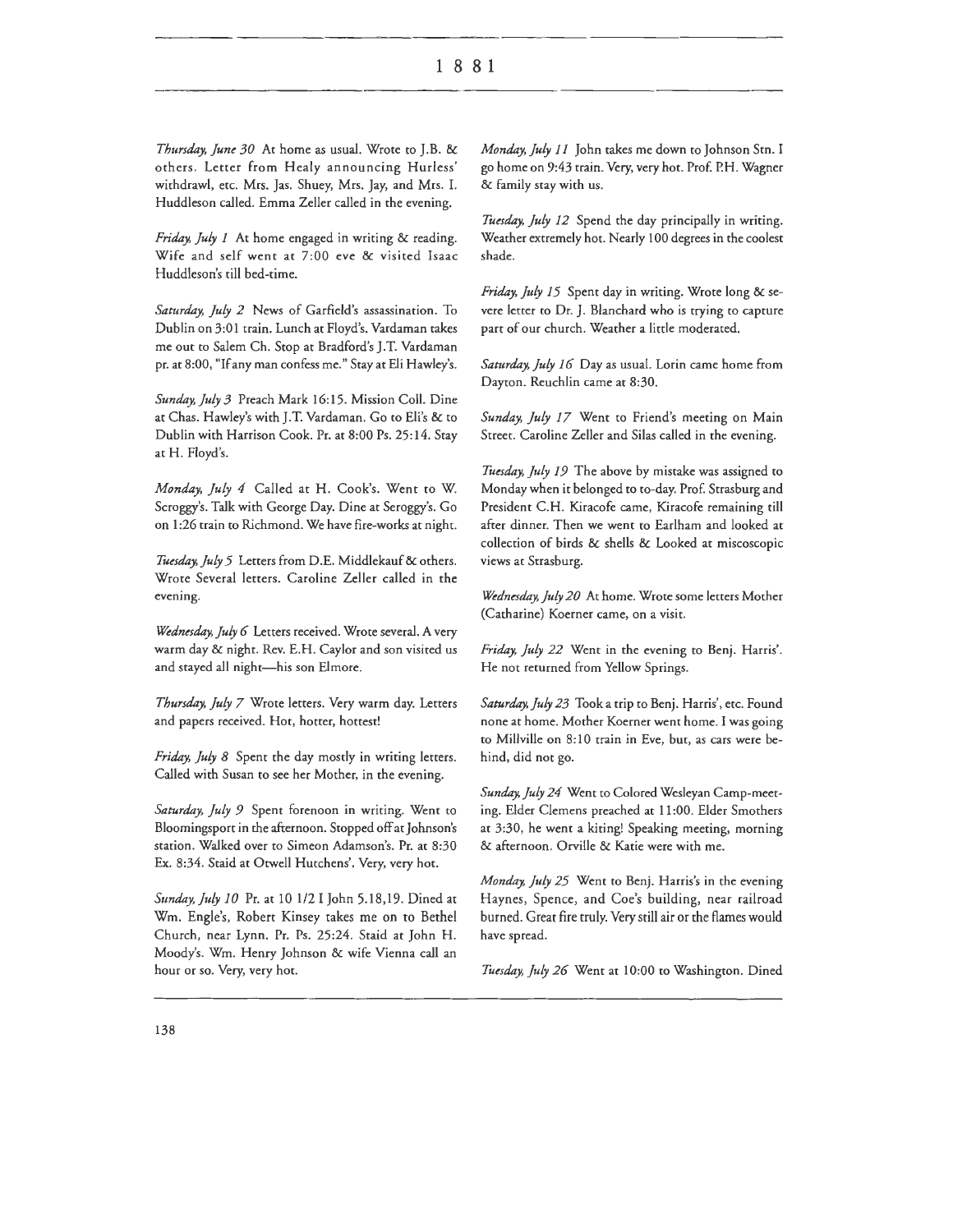*Thursday, June 30* At home as usual. Wrote to J.B. & others. Letter from Healy announcing Hurless' withdrawl, etc. Mrs. Jas. Shuey, Mrs. Jay, and Mrs. I. Huddleson called. Emma Zeller called in the evening.

*Friday, July 1* At home engaged in writing & reading. Wife and self went at 7:00 eve & visited Isaac Huddleson's till bed-time.

*Saturday, July 2* News of Garfield's assassination. To Dublin on 3:01 train. Lunch at Floyd's. Vardaman takes me out to Salem Ch. Stop at Bradford's J.T. Vardaman pr. at 8:00, "If any man confess me." Stay at Eli Hawley's.

*Sunday, July 3* Preach Mark 16:15. Mission Coll. Dine at Chas. Hawley's with J.T. Vardaman. Go to Eli's & to Dublin with Harrison Cook. Pr. at 8:00 Ps. 25:14. Stay at H. Floyd's.

*Monday, July 4* Called at H. Cook's. Went to W. Scroggy's. Talk with George Day. Dine at Seroggy's. Go on 1:26 train to Richmond. We have fire-works at night.

*Tuesday, July 5* Letters from D.E. Middlekauf & others. Wrote Several letters. Caroline Zeller called in the evening.

*Wednesday, July 6* Letters received. Wrote several. A very warm day & night. Rev. E.H. Caylor and son visited us and stayed all night—his son Elmore.

*Thursday, July 7* Wrote letters. Very warm day. Letters and papers received. Hot, hotter, hottest!

*Friday, July 8* Spent the day mostly in writing letters. Called with Susan to see her Mother, in the evening.

*Saturday, July 9* Spent forenoon in writing. Went to Bloomingsport in the afternoon. Stopped off at Johnson's station. Walked over to Simeon Adamson's. Pr. at 8:30 Ex. 8:34. Staid at Otwell Hutchens'. Very, very hot.

*Sunday, July 10* Pr. at 10 1/2 I John 5.18,19. Dined at Wm. Engle's, Robert Kinsey takes me on to Bethel Church, near Lynn. Pr. Ps. 25:24. Staid at John H. Moody's. Wm. Henry Johnson & wife Vienna call an hour or so. Very, very hot.

*Monday, July 11* John takes me down to Johnson Stn. I go home on 9:43 train. Very, very hot. Prof. P.H. Wagner & family stay with us.

*Tuesday, July 12* Spend the day principally in writing. Weather extremely hot. Nearly 100 degrees in the coolest shade.

*Friday, July 15* Spent day in writing. Wrote long & severe letter to Dr. J. Blanchard who is trying to capture part of our church. Weather a little moderated.

*Saturday, July 16* Day as usual. Lorin came home from Dayton. Reuchlin came at 8:30.

*Sunday, July 17* Went to Friend's meeting on Main Street. Caroline Zeller and Silas called in the evening.

*Tuesday, July 19* The above by mistake was assigned to Monday when it belonged to to-day. Prof. Strasburg and President C.H. Kiracofe came, Kiracofe remaining till after dinner. Then we went to Earlham and looked at collection of birds & shells & Looked at miscoscopic views at Strasburg.

*Wednesday, July 20* At home. Wrote some letters Mother (Catharine) Koerner came, on a visit.

*Friday, July 22* Went in the evening to Benj. Harris'. He not returned from Yellow Springs.

*Saturday, July 23* Took a trip to Benj. Harris', etc. Found none at home. Mother Koerner went home. I was going to Millville on 8:10 train in Eve, but, as cars were behind, did not go.

*Sunday, July 24* Went to Colored Wesleyan Camp-meeting. Elder Clemens preached at 11:00. Elder Smothers at 3:30, he went a kiting! Speaking meeting, morning & afternoon. Orville & Katie were with me.

*Monday, July 25* Went to Benj. Harris's in the evening Haynes, Spence, and Coe's building, near railroad burned. Great fire truly. Very still air or the flames would have spread.

*Tuesday, July 26* Went at 10:00 to Washington. Dined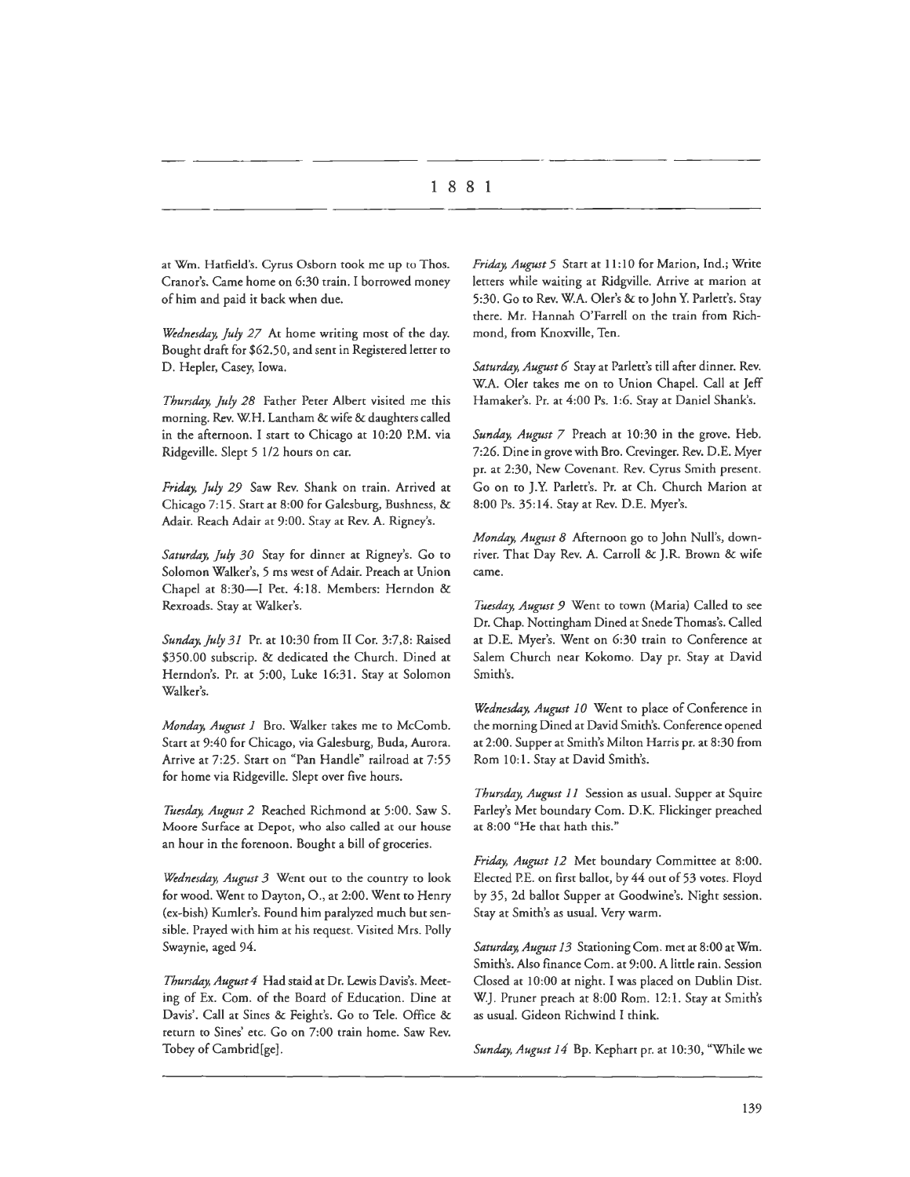at Wm. Hatfield's. Cyrus Osborn took me up to Thos. Cranor's. Came home on 6:30 train. I borrowed money of him and paid it back when due.

*Wednesday, July 27* At home writing most of the day. Bought draft for $62.50, and sent in Registered letter to D. Hepler, Casey, Iowa.

*Thursday, July 28* Father Peter Albert visited me this morning. Rev. W.H. Lantham & wife & daughters called in the afternoon. I start to Chicago at 10:20 P.M. via Ridgeville. Slept 5 1/2 hours on car.

*Friday, July 29* Saw Rev. Shank on train. Arrived at Chicago 7:15. Start at 8:00 for Galesburg, Bushness, & Adair. Reach Adair at 9:00. Stay at Rev. A. Rigney's.

*Saturday, July 30* Stay for dinner at Rigney's. Go to Solomon Walker's, 5 ms west of Adair. Preach at Union Chapel at 8:30—I Pet. 4:18. Members: Herndon & Rexroads. Stay at Walker's.

*Sunday, July 31* Pr. at 10:30 from II Cor. 3:7,8: Raised $350.00 subscrip. & dedicated the Church. Dined at Herndon's. Pr. at 5:00, Luke 16:31. Stay at Solomon Walker's.

*Monday, August 1* Bro. Walker takes me to McComb. Start at 9:40 for Chicago, via Galesburg, Buda, Aurora. Arrive at 7:25. Start on "Pan Handle" railroad at 7:55 for home via Ridgeville. Slept over five hours.

*Tuesday, August 2* Reached Richmond at 5:00. Saw S. Moore Surface at Depot, who also called at our house an hour in the forenoon. Bought a bill of groceries.

*Wednesday, August 3* Went out to the country to look for wood. Went to Dayton, O., at 2:00. Went to Henry (ex-bish) Kumler's. Found him paralyzed much but sensible. Prayed with him at his request. Visited Mrs. Polly Swaynie, aged 94.

*Thursday, August 4* Had staid at Dr. Lewis Davis's. Meeting of Ex. Com. of the Board of Education. Dine at Davis'. Call at Sines & Feight's. Go to Tele. Office & return to Sines' etc. Go on 7:00 train home. Saw Rev. Tobey of Cambrid[ge].

*Friday, August 5* Start at 11:10 for Marion, Ind.; Write letters while waiting at Ridgville. Arrive at marion at 5:30. Go to Rev. W.A. Oler's & to John Y. Parlett's. Stay there. Mr. Hannah O'Farrell on the train from Richmond, from Knoxville, Ten.

*Saturday, August 6* Stay at Parlett's till after dinner. Rev. W.A. Oler takes me on to Union Chapel. Call at Jeff Hamaker's. Pr. at 4:00 Ps. 1:6. Stay at Daniel Shank's.

*Sunday, August 7* Preach at 10:30 in the grove. Heb. 7:26. Dine in grove with Bro. Crevinger. Rev. D.E. Myer pr. at 2:30, New Covenant. Rev. Cyrus Smith present. Go on to J.Y. Parlett's. Pr. at Ch. Church Marion at 8:00 Ps. 35:14. Stay at Rev. D.E. Myer's.

*Monday, August 8* Afternoon go to John Null's, downriver. That Day Rev. A. Carroll & J.R. Brown & wife came.

*Tuesday, August 9* Went to town (Maria) Called to see Dr. Chap. Nottingham Dined at Snede Thomas's. Called at D.E. Myer's. Went on 6:30 train to Conference at Salem Church near Kokomo. Day pr. Stay at David Smith's.

*Wednesday, August 10* Went to place of Conference in the morning Dined at David Smith's. Conference opened at 2:00. Supper at Smith's Milton Harris pr. at 8:30 from Rom 10:1. Stay at David Smith's.

*Thursday, August 11* Session as usual. Supper at Squire Farley's Met boundary Com. D.K. Flickinger preached at 8:00 "He that hath this."

*Friday, August 12* Met boundary Committee at 8:00. Elected P.E. on first ballot, by 44 out of 53 votes. Floyd by 35, 2d ballot Supper at Goodwine's. Night session. Stay at Smith's as usual. Very warm.

*Saturday, August 13* Stationing Com. met at 8:00 at Wm. Smith's. Also finance Com. at 9:00. A little rain. Session Closed at 10:00 at night. I was placed on Dublin Dist. W.J. Pruner preach at 8:00 Rom. 12:1. Stay at Smith's as usual. Gideon Richwind I think.

*Sunday, August 14* Bp. Kephart pr. at 10:30, "While we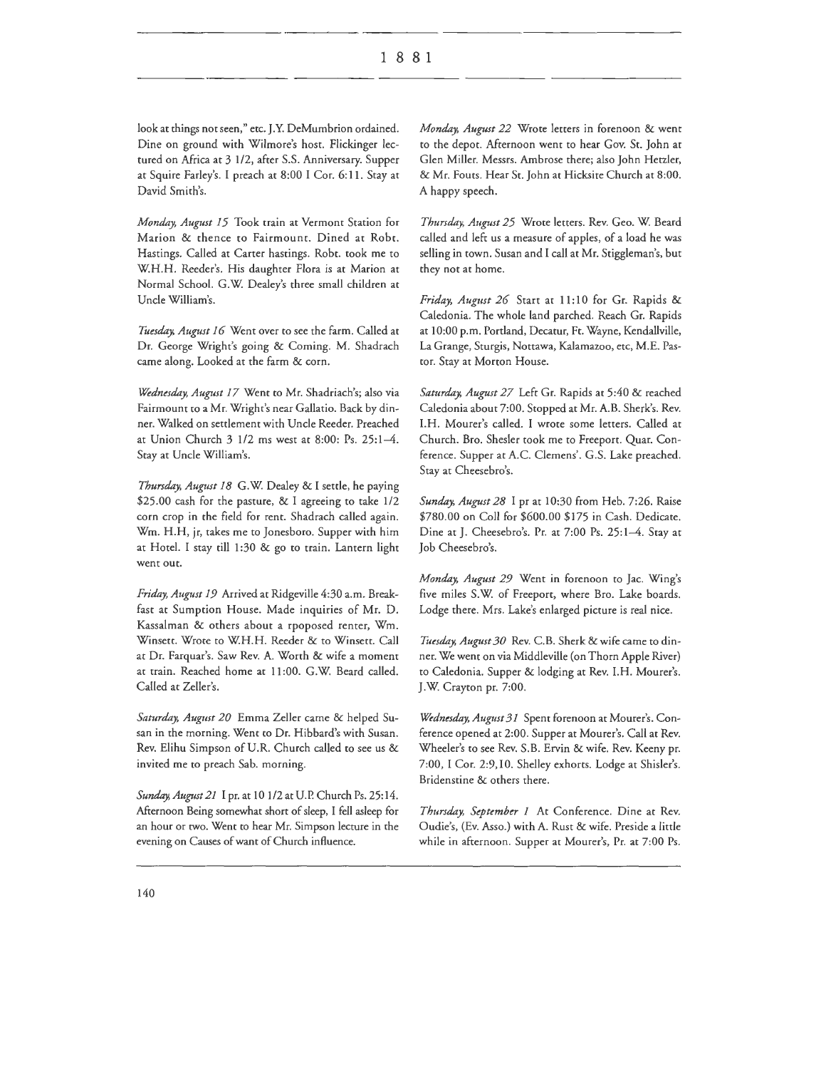look at things not seen," etc. J.Y. DeMumbrion ordained. Dine on ground with Wilmore's host. Flickinger lectured on Africa at 3 1/2, after S.S. Anniversary. Supper at Squire Farley's. I preach at 8:00 I Cor. 6:11. Stay at David Smith's.

*Monday, August 15* Took train at Vermont Station for Marion & thence to Fairmount. Dined at Robt. Hastings. Called at Carter hastings. Robt. took me to W.H.H. Reeder's. His daughter Flora is at Marion at Normal School. G.W. Dealey's three small children at Uncle William's.

*Tuesday, August 16* Went over to see the farm. Called at Dr. George Wright's going & Coming. M. Shadrach came along. Looked at the farm & corn.

*Wednesday, August 17* Went to Mr. Shadriach's; also via Fairmount to a Mr. Wright's near Gallatio. Back by dinner. Walked on settlement with Uncle Reeder. Preached at Union Church 3 1/2 ms west at 8:00: Ps. 25:1–4. Stay at Uncle William's.

*Thursday, August 18* G.W. Dealey & I settle, he paying $25.00 cash for the pasture, & I agreeing to take 1/2 corn crop in the field for rent. Shadrach called again. Wm. H.H, jr, takes me to Jonesboro. Supper with him at Hotel. I stay till 1:30 & go to train. Lantern light went out.

*Friday, August 19* Arrived at Ridgeville 4:30 a.m. Breakfast at Sumption House. Made inquiries of Mr. D. Kassalman & others about a rpoposed renter, Wm. Winsett. Wrote to W.H.H. Reeder & to Winsett. Call at Dr. Farquar's. Saw Rev. A. Worth & wife a moment at train. Reached home at 11:00. G.W. Beard called. Called at Zeller's.

*Saturday, August 20* Emma Zeller came & helped Susan in the morning. Went to Dr. Hibbard's with Susan. Rev. Elihu Simpson of U.R. Church called to see us & invited me to preach Sab. morning.

*Sunday, August 21* I pr. at 10 1/2 at U.P. Church Ps. 25:14. Afternoon Being somewhat short of sleep, I fell asleep for an hour or two. Went to hear Mr. Simpson lecture in the evening on Causes of want of Church influence.

*Monday, August 22* Wrote letters in forenoon & went to the depot. Afternoon went to hear Gov. St. John at Glen Miller. Messrs. Ambrose there; also John Hetzler, & Mr. Fouts. Hear St. John at Hicksite Church at 8:00. A happy speech.

*Thursday, August 25* Wrote letters. Rev. Geo. W. Beard called and left us a measure of apples, of a load he was selling in town. Susan and I call at Mr. Stiggleman's, but they not at home.

*Friday, August 26* Start at 11:10 for Gr. Rapids & Caledonia. The whole land parched. Reach Gr. Rapids at 10:00 p.m. Portland, Decatur, Ft. Wayne, Kendallville, La Grange, Sturgis, Nottawa, Kalamazoo, etc, M.E. Pastor. Stay at Morton House.

*Saturday, August 27* Left Gr. Rapids at 5:40 & reached Caledonia about 7:00. Stopped at Mr. A.B. Sherk's. Rev. I.H. Mourer's called. I wrote some letters. Called at Church. Bro. Shesler took me to Freeport. Quar. Conference. Supper at A.C. Clemens'. G.S. Lake preached. Stay at Cheesebro's.

*Sunday, August 28* I pr at 10:30 from Heb. 7:26. Raise $780.00 on Coll for $600.00 $175 in Cash. Dedicate. Dine at J. Cheesebro's. Pr. at 7:00 Ps. 25:1–4. Stay at Job Cheesebro's.

*Monday, August 29* Went in forenoon to Jac. Wing's five miles S.W. of Freeport, where Bro. Lake boards. Lodge there. Mrs. Lake's enlarged picture is real nice.

*Tuesday, August 30* Rev. C.B. Sherk & wife came to dinner. We went on via Middleville (on Thorn Apple River) to Caledonia. Supper & lodging at Rev. I.H. Mourer's. J.W. Crayton pr. 7:00.

*Wednesday, August 31* Spent forenoon at Mourer's. Conference opened at 2:00. Supper at Mourer's. Call at Rev. Wheeler's to see Rev. S.B. Ervin & wife. Rev. Keeny pr. 7:00, I Cor. 2:9,10. Shelley exhorts. Lodge at Shisler's. Bridenstine & others there.

*Thursday, September 1* At Conference. Dine at Rev. Oudie's, (Ev. Asso.) with A. Rust & wife. Preside a little while in afternoon. Supper at Mourer's, Pr. at 7:00 Ps.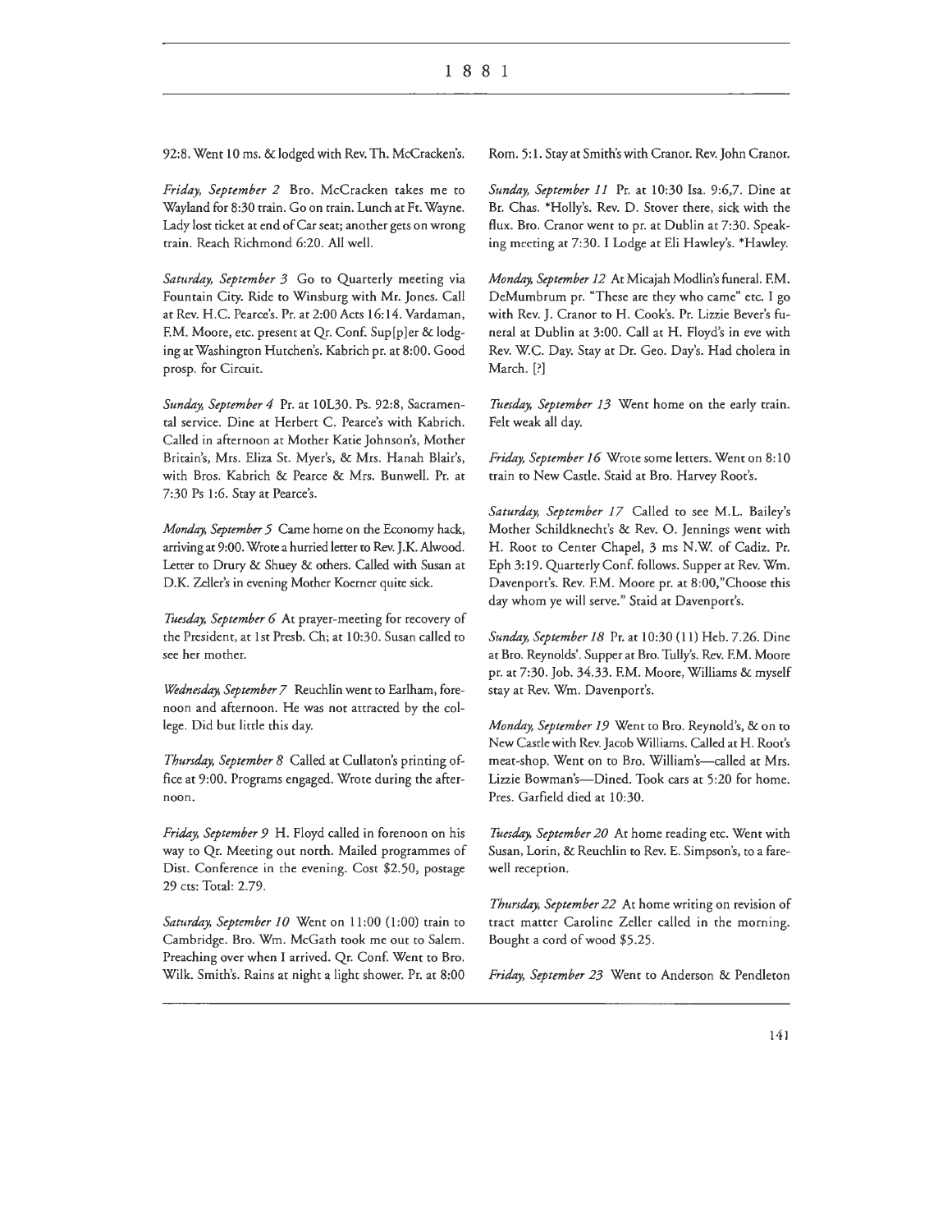92:8. Went 10 ms. & lodged with Rev. Th. McCracken's.

*Friday, September 2* Bro. McCracken takes me to Wayland for 8:30 train. Go on train. Lunch at Ft. Wayne. Lady lost ticket at end of Car seat; another gets on wrong train. Reach Richmond 6:20. All well.

*Saturday, September 3* Go to Quarterly meeting via Fountain City. Ride to Winsburg with Mr. Jones. Call at Rev. H.C. Pearce's. Pr. at 2:00 Acts 16:14. Vardaman, F.M. Moore, etc. present at Qr. Conf. Sup[p]er & lodging at Washington Hutchen's. Kabrich pr. at 8:00. Good prosp. for Circuit.

*Sunday, September 4* Pr. at 10L30. Ps. 92:8, Sacramental service. Dine at Herbert C. Pearce's with Kabrich. Called in afternoon at Mother Katie Johnson's, Mother Britain's, Mrs. Eliza St. Myer's, & Mrs. Hanah Blair's, with Bros. Kabrich & Pearce & Mrs. Bunwell. Pr. at 7:30 Ps 1:6. Stay at Pearce's.

*Monday, September 5* Came home on the Economy hack, arriving at 9:00. Wrote a hurried letter to Rev. J.K. Alwood. Letter to Drury & Shuey & others. Called with Susan at D.K. Zeller's in evening Mother Koerner quite sick.

*Tuesday, September 6* At prayer-meeting for recovery of the President, at 1st Presb. Ch; at 10:30. Susan called to see her mother.

*Wednesday, September 7* Reuchlin went to Earlham, forenoon and afternoon. He was not attracted by the college. Did but little this day.

*Thursday, September 8* Called at Cullaton's printing office at 9:00. Programs engaged. Wrote during the afternoon.

*Friday, September 9* H. Floyd called in forenoon on his way to Qr. Meeting out north. Mailed programmes of Dist. Conference in the evening. Cost $2.50, postage 29 cts: Total: 2.79.

*Saturday, September 10* Went on 11:00 (1:00) train to Cambridge. Bro. Wm. McGath took me out to Salem. Preaching over when I arrived. Qr. Conf. Went to Bro. Wilk. Smith's. Rains at night a light shower. Pr. at 8:00 Rom. 5:1. Stay at Smith's with Cranor. Rev. John Cranor.

*Sunday, September 11* Pr. at 10:30 Isa. 9:6,7. Dine at Br. Chas. *Holly's. Rev. D. Stover there, sick with the flux. Bro. Cranor went to pr. at Dublin at 7:30. Speaking meeting at 7:30. I Lodge at Eli Hawley's. *Hawley.

*Monday, September 12* At Micajah Modlin's funeral. F.M. DeMumbrum pr. "These are they who came" etc. I go with Rev. J. Cranor to H. Cook's. Pr. Lizzie Bever's funeral at Dublin at 3:00. Call at H. Floyd's in eve with Rev. W.C. Day. Stay at Dr. Geo. Day's. Had cholera in March. [?]

*Tuesday, September 13* Went home on the early train. Felt weak all day.

*Friday, September 16* Wrote some letters. Went on 8:10 train to New Castle. Staid at Bro. Harvey Root's.

*Saturday, September 17* Called to see M.L. Bailey's Mother Schildknecht's & Rev. O. Jennings went with H. Root to Center Chapel, 3 ms N.W. of Cadiz. Pr. Eph 3:19. Quarterly Conf. follows. Supper at Rev. Wm. Davenport's. Rev. F.M. Moore pr. at 8:00,"Choose this day whom ye will serve." Staid at Davenport's.

*Sunday, September 18* Pr. at 10:30 (11) Heb. 7.26. Dine at Bro. Reynolds'. Supper at Bro. Tully's. Rev. F.M. Moore pr. at 7:30. Job. 34.33. F.M. Moore, Williams & myself stay at Rev. Wm. Davenport's.

*Monday, September 19* Went to Bro. Reynold's, & on to New Castle with Rev. Jacob Williams. Called at H. Root's meat-shop. Went on to Bro. William's—called at Mrs. Lizzie Bowman's—Dined. Took cars at 5:20 for home. Pres. Garfield died at 10:30.

*Tuesday, September 20* At home reading etc. Went with Susan, Lorin, & Reuchlin to Rev. E. Simpson's, to a farewell reception.

*Thursday, September 22* At home writing on revision of tract matter Caroline Zeller called in the morning. Bought a cord of wood $5.25.

*Friday, September 23* Went to Anderson & Pendleton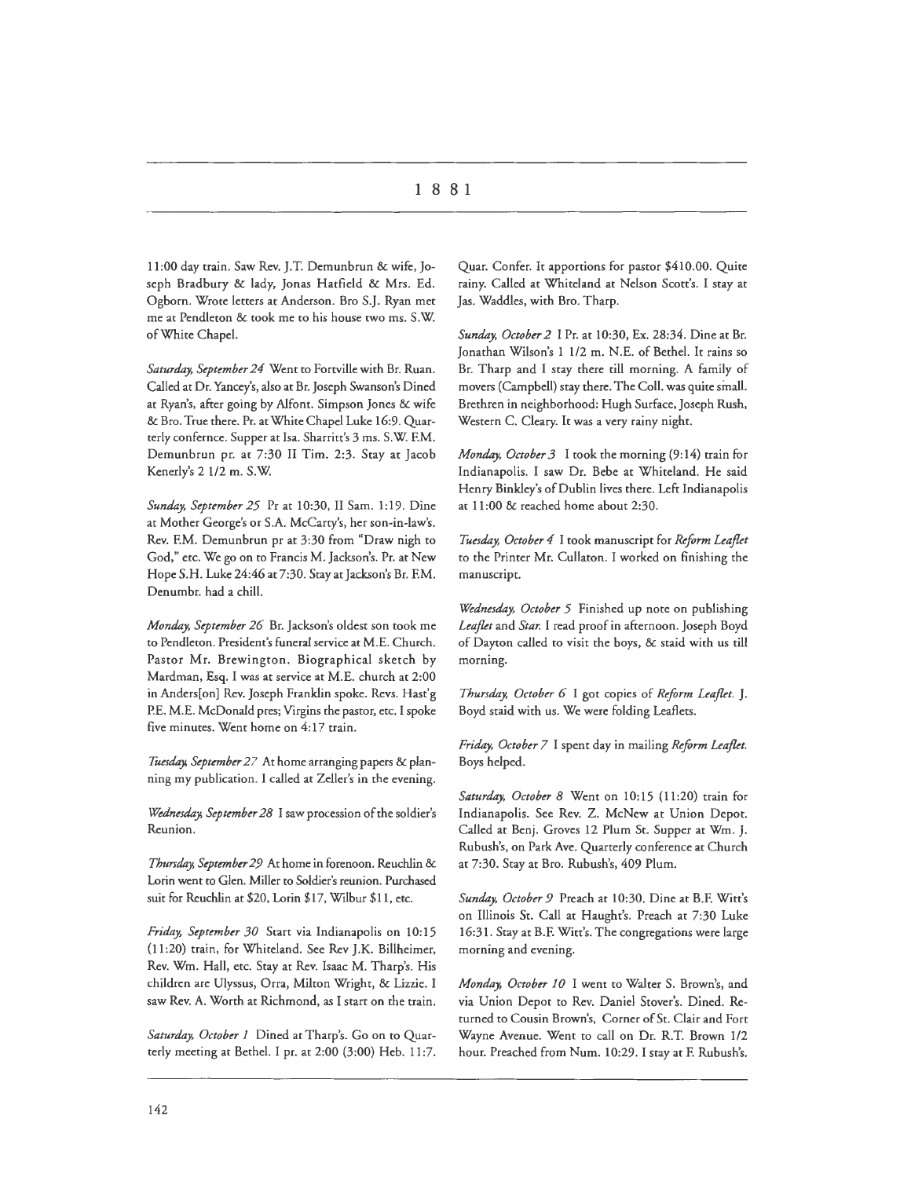# 1881

11:00 day train. Saw Rev. J.T. Demunbrun & wife, Joseph Bradbury & lady, Jonas Hatfield & Mrs. Ed. Ogborn. Wrote letters at Anderson. Bro S.J. Ryan met me at Pendleton & took me to his house two ms. S.W. of White Chapel.

*Saturday, September 24* Went to Fortville with Br. Ruan. Called at Dr. Yancey's, also at Br. Joseph Swanson's Dined at Ryan's, after going by Alfont. Simpson Jones & wife & Bro. True there. Pr. at White Chapel Luke 16:9. Quarterly confernce. Supper at Isa. Sharritt's 3 ms. S.W. F.M. Demunbrun pr. at 7:30 II Tim. 2:3. Stay at Jacob Kenerly's 2 1/2 m. S.W.

*Sunday, September 25* Pr at 10:30, II Sam. 1:19. Dine at Mother George's or S.A. McCarty's, her son-in-law's. Rev. F.M. Demunbrun pr at 3:30 from "Draw nigh to God," etc. We go on to Francis M. Jackson's. Pr. at New Hope S.H. Luke 24:46 at 7:30. Stay at Jackson's Br. F.M. Denumbr. had a chill.

*Monday, September 26* Br. Jackson's oldest son took me to Pendleton. President's funeral service at M.E. Church. Pastor Mr. Brewington. Biographical sketch by Mardman, Esq. I was at service at M.E. church at 2:00 in Anders[on] Rev. Joseph Franklin spoke. Revs. Hast'g P.E. M.E. McDonald pres; Virgins the pastor, etc. I spoke five minutes. Went home on 4:17 train.

*Tuesday, September 27* At home arranging papers & planning my publication. I called at Zeller's in the evening.

*Wednesday, September 28* I saw procession of the soldier's Reunion.

*Thursday, September 29* At home in forenoon. Reuchlin & Lorin went to Glen. Miller to Soldier's reunion. Purchased suit for Reuchlin at $20, Lorin $17, Wilbur $11, etc.

*Friday, September 30* Start via Indianapolis on 10:15 (11:20) train, for Whiteland. See Rev J.K. Billheimer, Rev. Wm. Hall, etc. Stay at Rev. Isaac M. Tharp's. His children are Ulyssus, Orra, Milton Wright, & Lizzie. I saw Rev. A. Worth at Richmond, as I start on the train.

*Saturday, October 1* Dined at Tharp's. Go on to Quarterly meeting at Bethel. I pr. at 2:00 (3:00) Heb. 11:7. Quar. Confer. It apportions for pastor $410.00. Quite rainy. Called at Whiteland at Nelson Scott's. I stay at Jas. Waddles, with Bro. Tharp.

*Sunday, October 2* I Pr. at 10:30, Ex. 28:34. Dine at Br. Jonathan Wilson's 1 1/2 m. N.E. of Bethel. It rains so Br. Tharp and I stay there till morning. A family of movers (Campbell) stay there. The Coll. was quite small. Brethren in neighborhood: Hugh Surface, Joseph Rush, Western C. Cleary. It was a very rainy night.

*Monday, October 3* I took the morning (9:14) train for Indianapolis. I saw Dr. Bebe at Whiteland. He said Henry Binkley's of Dublin lives there. Left Indianapolis at 11:00 & reached home about 2:30.

*Tuesday, October 4* I took manuscript for *Reform Leaflet* to the Printer Mr. Cullaton. I worked on finishing the manuscript.

*Wednesday, October 5* Finished up note on publishing *Leaflet* and *Star.* I read proof in afternoon. Joseph Boyd of Dayton called to visit the boys, & staid with us till morning.

*Thursday, October 6* I got copies of *Reform Leaflet.* J. Boyd staid with us. We were folding Leaflets.

*Friday, October 7* I spent day in mailing *Reform Leaflet.* Boys helped.

*Saturday, October 8* Went on 10:15 (11:20) train for Indianapolis. See Rev. Z. McNew at Union Depot. Called at Benj. Groves 12 Plum St. Supper at Wm. J. Rubush's, on Park Ave. Quarterly conference at Church at 7:30. Stay at Bro. Rubush's, 409 Plum.

*Sunday, October 9* Preach at 10:30. Dine at B.F. Witt's on Illinois St. Call at Haught's. Preach at 7:30 Luke 16:31. Stay at B.F. Witt's. The congregations were large morning and evening.

*Monday, October 10* I went to Walter S. Brown's, and via Union Depot to Rev. Daniel Stover's. Dined. Returned to Cousin Brown's, Corner of St. Clair and Fort Wayne Avenue. Went to call on Dr. R.T. Brown 1/2 hour. Preached from Num. 10:29. I stay at F. Rubush's.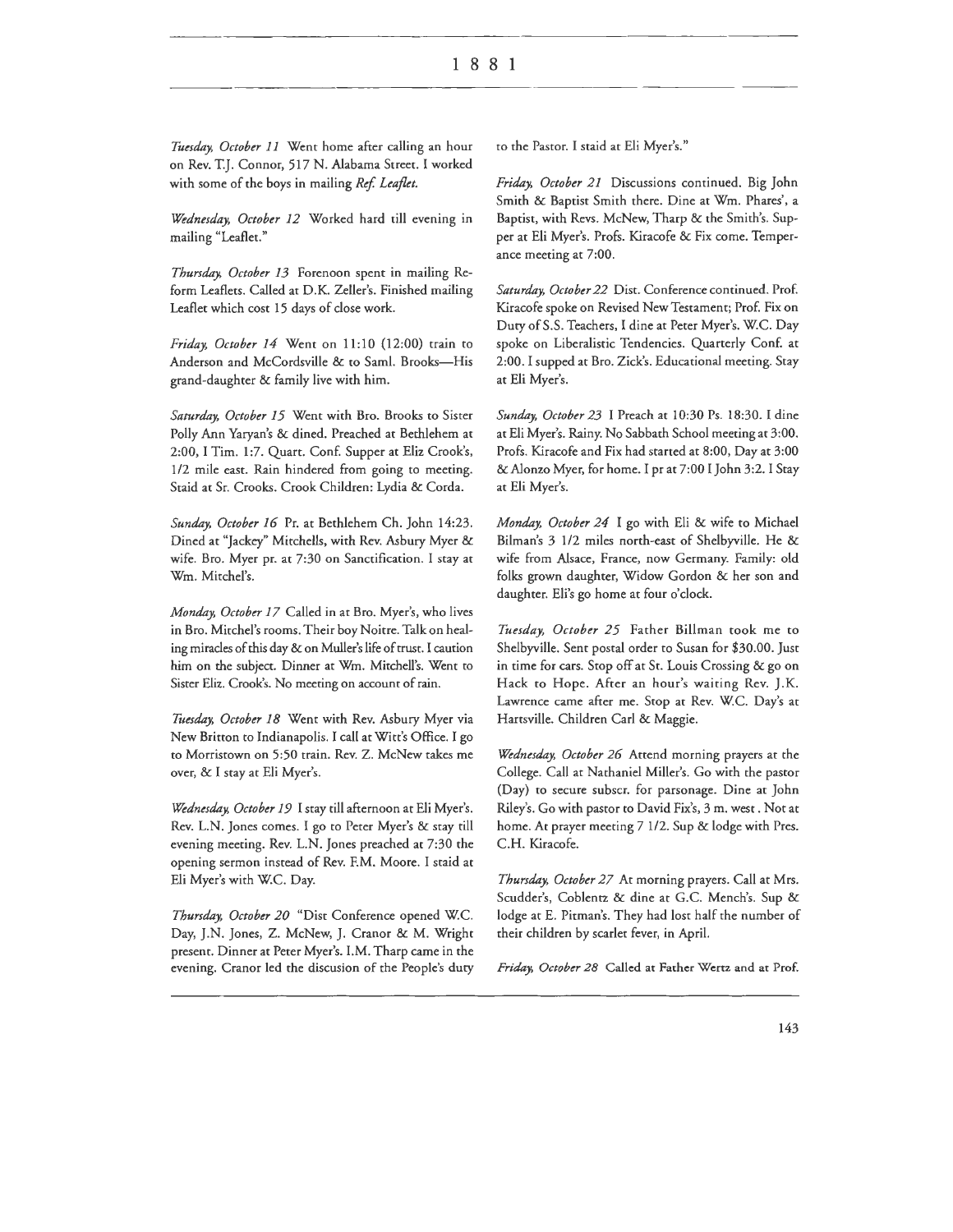*Tuesday, October 11* Went home after calling an hour on Rev. T.J. Connor, 517 N. Alabama Street. I worked with some of the boys in mailing *Ref. Leaflet.*

*Wednesday, October 12* Worked hard till evening in mailing "Leaflet."

*Thursday, October 13* Forenoon spent in mailing Reform Leaflets. Called at D.K. Zeller's. Finished mailing Leaflet which cost 15 days of close work.

*Friday, October 14* Went on 11:10 (12:00) train to Anderson and McCordsville & to Saml. Brooks—His grand-daughter & family live with him.

*Saturday, October 15* Went with Bro. Brooks to Sister Polly Ann Yaryan's & dined. Preached at Bethlehem at 2:00, I Tim. 1:7. Quart. Conf. Supper at Eliz Crook's, 1/2 mile east. Rain hindered from going to meeting. Staid at Sr. Crooks. Crook Children: Lydia & Corda.

*Sunday, October 16* Pr. at Bethlehem Ch. John 14:23. Dined at "Jackey" Mitchells, with Rev. Asbury Myer & wife. Bro. Myer pr. at 7:30 on Sanctification. I stay at Wm. Mitchel's.

*Monday, October 17* Called in at Bro. Myer's, who lives in Bro. Mitchel's rooms. Their boy Noitre. Talk on healing miracles of this day & on Muller's life of trust. I caution him on the subject. Dinner at Wm. Mitchell's. Went to Sister Eliz. Crook's. No meeting on account of rain.

*Tuesday, October 18* Went with Rev. Asbury Myer via New Britton to Indianapolis. I call at Witt's Office. I go to Morristown on 5:50 train. Rev. Z. McNew takes me over, & I stay at Eli Myer's.

*Wednesday, October 19* I stay till afternoon at Eli Myer's. Rev. L.N. Jones comes. I go to Peter Myer's & stay till evening meeting. Rev. L.N. Jones preached at 7:30 the opening sermon instead of Rev. F.M. Moore. I staid at Eli Myer's with W.C. Day.

*Thursday, October 20* "Dist Conference opened W.C. Day, J.N. Jones, Z. McNew, J. Cranor & M. Wright present. Dinner at Peter Myer's. I.M. Tharp came in the evening. Cranor led the discusion of the People's duty to the Pastor. I staid at Eli Myer's."

*Friday, October 21* Discussions continued. Big John Smith & Baptist Smith there. Dine at Wm. Phares', a Baptist, with Revs. McNew, Tharp & the Smith's. Supper at Eli Myer's. Profs. Kiracofe & Fix come. Temperance meeting at 7:00.

*Saturday, October 22* Dist. Conference continued. Prof. Kiracofe spoke on Revised New Testament; Prof. Fix on Duty of S.S. Teachers, I dine at Peter Myer's. W.C. Day spoke on Liberalistic Tendencies. Quarterly Conf. at 2:00. I supped at Bro. Zick's. Educational meeting. Stay at Eli Myer's.

*Sunday, October 23* I Preach at 10:30 Ps. 18:30. I dine at Eli Myer's. Rainy. No Sabbath School meeting at 3:00. Profs. Kiracofe and Fix had started at 8:00, Day at 3:00 & Alonzo Myer, for home. I pr at 7:00 I John 3:2. I Stay at Eli Myer's.

*Monday, October 24* I go with Eli & wife to Michael Bilman's 3 1/2 miles north-east of Shelbyville. He & wife from Alsace, France, now Germany. Family: old folks grown daughter, Widow Gordon & her son and daughter. Eli's go home at four o'clock.

*Tuesday, October 25* Father Billman took me to Shelbyville. Sent postal order to Susan for $30.00. Just in time for cars. Stop off at St. Louis Crossing & go on Hack to Hope. After an hour's waiting Rev. J.K. Lawrence came after me. Stop at Rev. W.C. Day's at Hartsville. Children Carl & Maggie.

*Wednesday, October 26* Attend morning prayers at the College. Call at Nathaniel Miller's. Go with the pastor (Day) to secure subscr. for parsonage. Dine at John Riley's. Go with pastor to David Fix's, 3 m. west . Not at home. At prayer meeting 7 1/2. Sup & lodge with Pres. C.H. Kiracofe.

*Thursday, October 27* At morning prayers. Call at Mrs. Scudder's, Coblentz & dine at G.C. Mench's. Sup & lodge at E. Pitman's. They had lost half the number of their children by scarlet fever, in April.

*Friday, October 28* Called at Father Wertz and at Prof.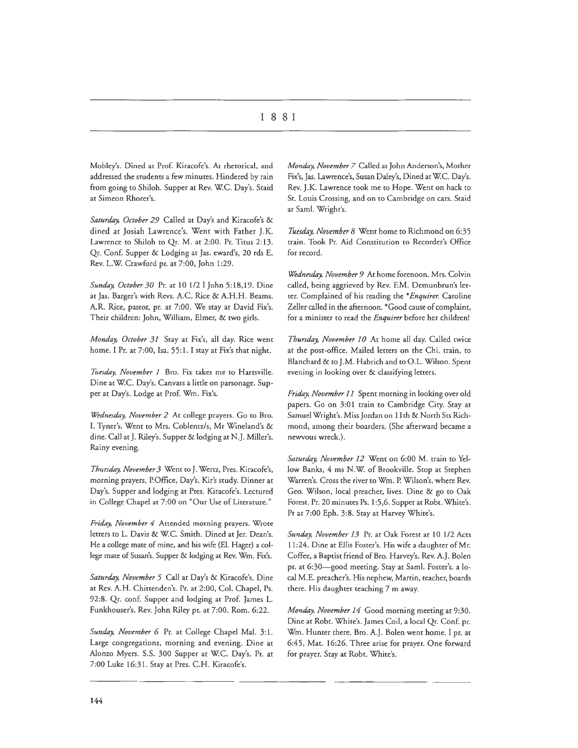# 1881

Mobley's. Dined at Prof. Kiracofe's. At rhetorical, and addressed the students a few minutes. Hindered by rain from going to Shiloh. Supper at Rev. W.C. Day's. Staid at Simeon Rhorer's.

*Saturday, October 29* Called at Day's and Kiracofe's & dined at Josiah Lawrence's. Went with Father J.K. Lawrence to Shiloh to Qr. M. at 2:00. Pr. Titus 2:13. Qr. Conf. Supper & Lodging at Jas. eward's, 20 rds E. Rev. L.W. Crawford pr. at 7:00, John 1:29.

*Sunday, October 30* Pr. at 10 1/2 I John 5:18,19. Dine at Jas. Barger's with Revs. A.C. Rice & A.H.H. Beams. A.R. Rice, pastor, pr. at 7:00. We stay at David Fix's. Their children: John, William, Elmer, & two girls.

*Monday, October 31* Stay at Fix's, all day. Rice went home. I Pr. at 7:00, Isa. 55:1. I stay at Fix's that night.

*Tuesday, November 1* Bro. Fix takes me to Hartsville. Dine at W.C. Day's. Canvass a little on parsonage. Supper at Day's. Lodge at Prof. Wm. Fix's.

*Wednesday, November 2* At college prayers. Go to Bro. I. Tyner's. Went to Mrs. Coblentz/s, Mr Wineland's & dine. Call at J. Riley's. Supper & lodging at N.J. Miller's. Rainy evening.

*Thursday, November 3* Went to J. Wertz, Pres. Kiracofe's, morning prayers, P.Office, Day's, Kir's study. Dinner at Day's. Supper and lodging at Pres. Kiracofe's. Lectured in College Chapel at 7:00 on "Our Use of Literature."

*Friday, November 4* Attended morning prayers. Wrote letters to L. Davis & W.C. Smith. Dined at Jer. Dean's. He a college mate of mine, and his wife (El. Hager) a college mate of Susan's. Supper & lodging at Rev. Wm. Fix's.

*Saturday, November 5* Call at Day's & Kiracofe's. Dine at Rev. A.H. Chittenden's. Pr. at 2:00, Col. Chapel, Ps. 92:8. Qr. conf. Supper and lodging at Prof. James L. Funkhouser's. Rev. John Riley pr. at 7:00. Rom. 6:22.

*Sunday, November 6* Pr. at College Chapel Mal. 3:1. Large congregations, morning and evening. Dine at Alonzo Myers. S.S. 300 Supper at W.C. Day's. Pr. at 7:00 Luke 16:31. Stay at Pres. C.H. Kiracofe's.

*Monday, November 7* Called at John Anderson's, Mother Fix's, Jas. Lawrence's, Susan Daley's, Dined at W.C. Day's. Rev. J.K. Lawrence took me to Hope. Went on hack to St. Louis Crossing, and on to Cambridge on cars. Staid at Saml. Wright's.

*Tuesday, November 8* Went home to Richmond on 6:35 train. Took Pr. Aid Constitution to Recorder's Office for record.

*Wednesday, November 9* At home forenoon. Mrs. Colvin called, being aggrieved by Rev. F.M. Demunbrun's letter. Complained of his reading the \**Enquirer.* Caroline Zeller called in the afternoon. \*Good cause of complaint, for a minister to read the *Enquirer* before her children!

*Thursday, November 10* At home all day. Called twice at the post-office. Mailed letters on the Chi. train, to Blanchard & to J.M. Habrich and to O.L. Wilson. Spent evening in looking over & classifying letters.

*Friday, November 11* Spent morning in looking over old papers. Go on 3:01 train to Cambridge City. Stay at Samuel Wright's. Miss Jordan on 11th & North Sts Richmond, among their boarders. (She afterward became a newvous wreck.).

*Saturday, November 12* Went on 6:00 M. train to Yellow Banks, 4 ms N.W. of Brookville. Stop at Stephen Warren's. Cross the river to Wm. P. Wilson's, where Rev. Geo. Wilson, local preacher, lives. Dine & go to Oak Forest. Pr. 20 minutes Ps. 1:5,6. Supper at Robt. White's. Pr at 7:00 Eph. 3:8. Stay at Harvey White's.

*Sunday, November 13* Pr. at Oak Forest at 10 1/2 Acts 11:24. Dine at Ellis Foster's. His wife a daughter of Mr. Coffee, a Baptist friend of Bro. Harvey's. Rev. A.J. Bolen pr. at 6:30—good meeting. Stay at Saml. Foster's. a local M.E. preacher's. His nephew, Martin, teacher, boards there. His daughter teaching 7 m away.

*Monday, November 14* Good morning meeting at 9:30. Dine at Robt. White's. James Coil, a local Qr. Conf. pr. Wm. Hunter there. Bro. A.J. Bolen went home. I pr. at 6:45, Mat. 16:26. Three arise for prayer. One forward for prayer. Stay at Robt. White's.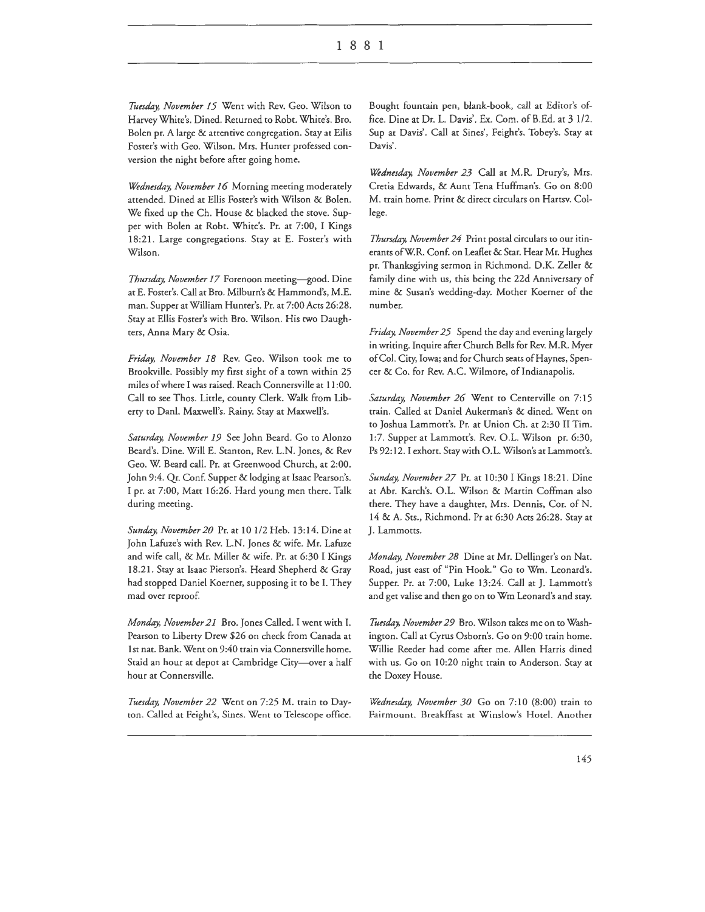*Tuesday, November 15* Went with Rev. Geo. Wilson to Harvey White's. Dined. Returned to Robt. White's. Bro. Bolen pr. A large & attentive congregation. Stay at Eilis Foster's with Geo. Wilson. Mrs. Hunter professed conversion the night before after going home.

*Wednesday, November 16* Morning meeting moderately attended. Dined at Ellis Foster's with Wilson & Bolen. We fixed up the Ch. House & blacked the stove. Supper with Bolen at Robt. White's. Pr. at 7:00, I Kings 18:21. Large congregations. Stay at E. Foster's with Wilson.

*Thursday, November 17* Forenoon meeting—good. Dine at E. Foster's. Call at Bro. Milburn's & Hammond's, M.E. man. Supper at William Hunter's. Pr. at 7:00 Acts 26:28. Stay at Ellis Foster's with Bro. Wilson. His two Daughters, Anna Mary & Osia.

*Friday, November 18* Rev. Geo. Wilson took me to Brookville. Possibly my first sight of a town within 25 miles of where I was raised. Reach Connersville at 11:00. Call to see Thos. Little, county Clerk. Walk from Liberty to Danl. Maxwell's. Rainy. Stay at Maxwell's.

*Saturday, November 19* See John Beard. Go to Alonzo Beard's. Dine. Will E. Stanton, Rev. L.N. Jones, & Rev Geo. W. Beard call. Pr. at Greenwood Church, at 2:00. John 9:4. Qr. Conf. Supper & lodging at Isaac Pearson's. I pr. at 7:00, Matt 16:26. Hard young men there. Talk during meeting.

*Sunday, November 20* Pr. at 10 1/2 Heb. 13:14. Dine at John Lafuze's with Rev. L.N. Jones & wife. Mr. Lafuze and wife call, & Mr. Miller & wife. Pr. at 6:30 I Kings 18.21. Stay at Isaac Pierson's. Heard Shepherd & Gray had stopped Daniel Koerner, supposing it to be I. They mad over reproof.

*Monday, November 21* Bro. Jones Called. I went with I. Pearson to Liberty Drew $26 on check from Canada at 1st nat. Bank. Went on 9:40 train via Connersville home. Staid an hour at depot at Cambridge City—over a half hour at Connersville.

*Tuesday, November 22* Went on 7:25 M. train to Dayton. Called at Feight's, Sines. Went to Telescope office. Bought fountain pen, blank-book, call at Editor's office. Dine at Dr. L. Davis'. Ex. Com. of B.Ed. at 3 1/2. Sup at Davis'. Call at Sines', Feight's, Tobey's. Stay at Davis'.

*Wednesday, November 23* Call at M.R. Drury's, Mrs. Cretia Edwards, & Aunt Tena Huffman's. Go on 8:00 M. train home. Print & direct circulars on Hartsv. College.

*Thursday, November 24* Print postal circulars to our itinerants of W.R. Conf. on Leaflet & Star. Hear Mr. Hughes pr. Thanksgiving sermon in Richmond. D.K. Zeller & family dine with us, this being the 22d Anniversary of mine & Susan's wedding-day. Mother Koerner of the number.

*Friday, November 25* Spend the day and evening largely in writing. Inquire after Church Bells for Rev. M.R. Myer of Col. City, Iowa; and for Church seats of Haynes, Spencer & Co. for Rev. A.C. Wilmore, of Indianapolis.

*Saturday, November 26* Went to Centerville on 7:15 train. Called at Daniel Aukerman's & dined. Went on to Joshua Lammott's. Pr. at Union Ch. at 2:30 II Tim. 1:7. Supper at Lammott's. Rev. O.L. Wilson pr. 6:30, Ps 92:12. I exhort. Stay with O.L. Wilson's at Lammott's.

*Sunday, November 27* Pr. at 10:30 I Kings 18:21. Dine at Abr. Karch's. O.L. Wilson & Martin Coffman also there. They have a daughter, Mrs. Dennis, Cor. of N. 14 & A. Sts., Richmond. Pr at 6:30 Acts 26:28. Stay at J. Lammotts.

*Monday, November 28* Dine at Mr. Dellinger's on Nat. Road, just east of "Pin Hook." Go to Wm. Leonard's. Supper. Pr. at 7:00, Luke 13:24. Call at J. Lammott's and get valise and then go on to Wm Leonard's and stay.

*Tuesday, November 29* Bro. Wilson takes me on to Washington. Call at Cyrus Osborn's. Go on 9:00 train home. Willie Reeder had come after me. Allen Harris dined with us. Go on 10:20 night train to Anderson. Stay at the Doxey House.

*Wednesday, November 30* Go on 7:10 (8:00) train to Fairmount. Breakffast at Winslow's Hotel. Another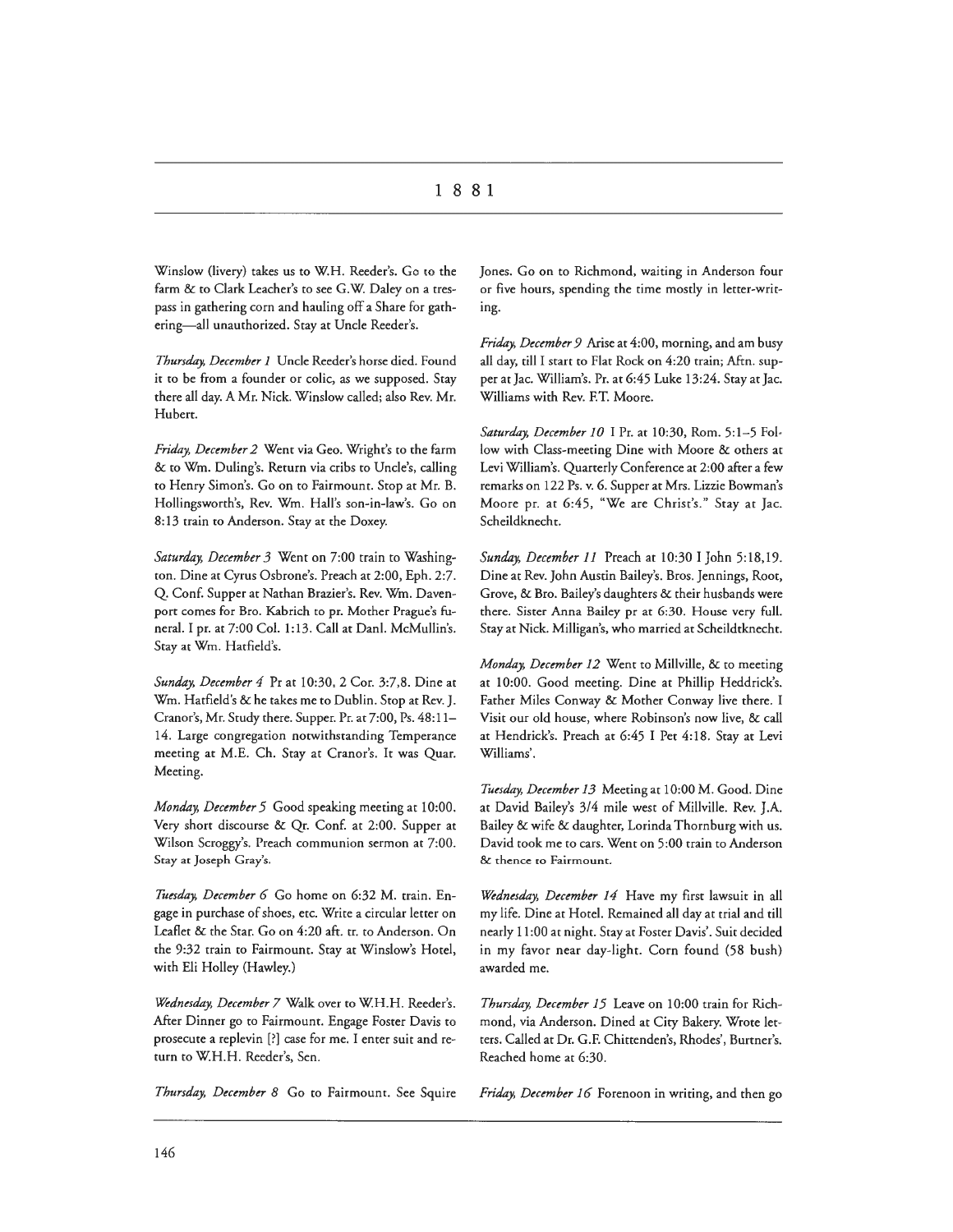Winslow (livery) takes us to W.H. Reeder's. Go to the farm & to Clark Leacher's to see G.W. Daley on a trespass in gathering corn and hauling off a Share for gathering—all unauthorized. Stay at Uncle Reeder's.

*Thursday, December 1* Uncle Reeder's horse died. Found it to be from a founder or colic, as we supposed. Stay there all day. A Mr. Nick. Winslow called; also Rev. Mr. Hubert.

*Friday, December 2* Went via Geo. Wright's to the farm & to Wm. Duling's. Return via cribs to Uncle's, calling to Henry Simon's. Go on to Fairmount. Stop at Mr. B. Hollingsworth's, Rev. Wm. Hall's son-in-law's. Go on 8:13 train to Anderson. Stay at the Doxey.

*Saturday, December 3* Went on 7:00 train to Washington. Dine at Cyrus Osbrone's. Preach at 2:00, Eph. 2:7. Q. Conf. Supper at Nathan Brazier's. Rev. Wm. Davenport comes for Bro. Kabrich to pr. Mother Prague's funeral. I pr. at 7:00 Col. 1:13. Call at Danl. McMullin's. Stay at Wm. Hatfield's.

*Sunday, December 4* Pr at 10:30, 2 Cor. 3:7,8. Dine at Wm. Hatfield's & he takes me to Dublin. Stop at Rev. J. Cranor's, Mr. Study there. Supper. Pr. at 7:00, Ps. 48:11–14. Large congregation notwithstanding Temperance meeting at M.E. Ch. Stay at Cranor's. It was Quar. Meeting.

*Monday, December 5* Good speaking meeting at 10:00. Very short discourse & Qr. Conf. at 2:00. Supper at Wilson Scroggy's. Preach communion sermon at 7:00. Stay at Joseph Gray's.

*Tuesday, December 6* Go home on 6:32 M. train. Engage in purchase of shoes, etc. Write a circular letter on Leaflet & the Star. Go on 4:20 aft. tr. to Anderson. On the 9:32 train to Fairmount. Stay at Winslow's Hotel, with Eli Holley (Hawley.)

*Wednesday, December 7* Walk over to W.H.H. Reeder's. After Dinner go to Fairmount. Engage Foster Davis to prosecute a replevin [?] case for me. I enter suit and return to W.H.H. Reeder's, Sen.

*Thursday, December 8* Go to Fairmount. See Squire Jones. Go on to Richmond, waiting in Anderson four or five hours, spending the time mostly in letter-writing.

*Friday, December 9* Arise at 4:00, morning, and am busy all day, till I start to Flat Rock on 4:20 train; Aftn. supper at Jac. William's. Pr. at 6:45 Luke 13:24. Stay at Jac. Williams with Rev. F.T. Moore.

*Saturday, December 10* I Pr. at 10:30, Rom. 5:1–5 Follow with Class-meeting Dine with Moore & others at Levi William's. Quarterly Conference at 2:00 after a few remarks on 122 Ps. v. 6. Supper at Mrs. Lizzie Bowman's Moore pr. at 6:45, "We are Christ's." Stay at Jac. Scheildknecht.

*Sunday, December 11* Preach at 10:30 I John 5:18,19. Dine at Rev. John Austin Bailey's. Bros. Jennings, Root, Grove, & Bro. Bailey's daughters & their husbands were there. Sister Anna Bailey pr at 6:30. House very full. Stay at Nick. Milligan's, who married at Scheildtknecht.

*Monday, December 12* Went to Millville, & to meeting at 10:00. Good meeting. Dine at Phillip Heddrick's. Father Miles Conway & Mother Conway live there. I Visit our old house, where Robinson's now live, & call at Hendrick's. Preach at 6:45 I Pet 4:18. Stay at Levi Williams'.

*Tuesday, December 13* Meeting at 10:00 M. Good. Dine at David Bailey's 3/4 mile west of Millville. Rev. J.A. Bailey & wife & daughter, Lorinda Thornburg with us. David took me to cars. Went on 5:00 train to Anderson & thence to Fairmount.

*Wednesday, December 14* Have my first lawsuit in all my life. Dine at Hotel. Remained all day at trial and till nearly 11:00 at night. Stay at Foster Davis'. Suit decided in my favor near day-light. Corn found (58 bush) awarded me.

*Thursday, December 15* Leave on 10:00 train for Richmond, via Anderson. Dined at City Bakery. Wrote letters. Called at Dr. G.F. Chittenden's, Rhodes', Burtner's. Reached home at 6:30.

*Friday, December 16* Forenoon in writing, and then go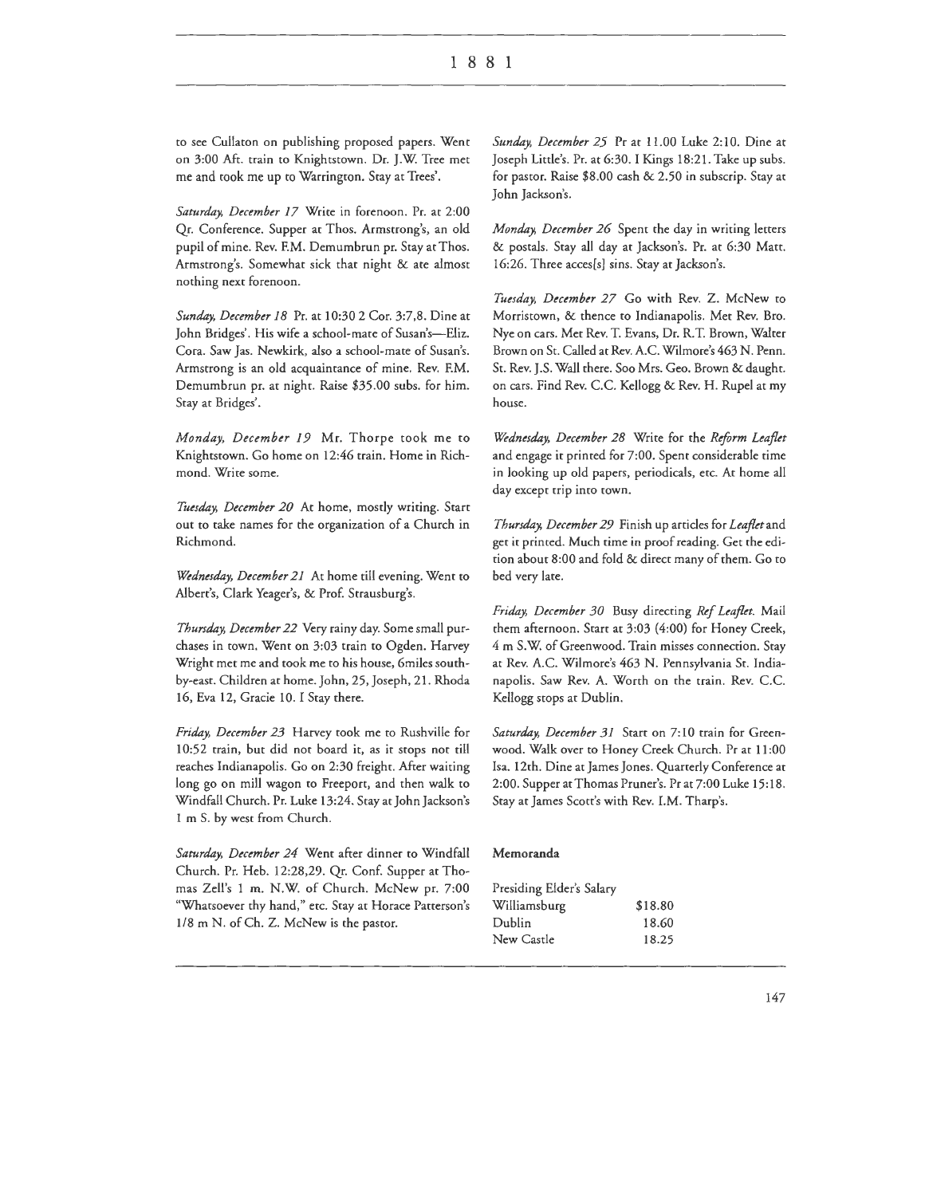to see Cullaton on publishing proposed papers. Went on 3:00 Aft. train to Knightstown. Dr. J.W. Tree met me and took me up to Warrington. Stay at Trees'.

*Saturday, December 17* Write in forenoon. Pr. at 2:00 Qr. Conference. Supper at Thos. Armstrong's, an old pupil of mine. Rev. F.M. Demumbrun pr. Stay at Thos. Armstrong's. Somewhat sick that night & ate almost nothing next forenoon.

*Sunday, December 18* Pr. at 10:30 2 Cor. 3:7,8. Dine at John Bridges'. His wife a school-mate of Susan's—Eliz. Cora. Saw Jas. Newkirk, also a school-mate of Susan's. Armstrong is an old acquaintance of mine. Rev. F.M. Demumbrun pr. at night. Raise $35.00 subs. for him. Stay at Bridges'.

*Monday, December 19* Mr. Thorpe took me to Knightstown. Go home on 12:46 train. Home in Richmond. Write some.

*Tuesday, December 20* At home, mostly writing. Start out to take names for the organization of a Church in Richmond.

*Wednesday, December 21* At home till evening. Went to Albert's, Clark Yeager's, & Prof. Strausburg's.

*Thursday, December 22* Very rainy day. Some small purchases in town. Went on 3:03 train to Ogden. Harvey Wright met me and took me to his house, 6miles south-by-east. Children at home. John, 25, Joseph, 21. Rhoda 16, Eva 12, Gracie 10. I Stay there.

*Friday, December 23* Harvey took me to Rushville for 10:52 train, but did not board it, as it stops not till reaches Indianapolis. Go on 2:30 freight. After waiting long go on mill wagon to Freeport, and then walk to Windfall Church. Pr. Luke 13:24. Stay at John Jackson's 1 m S. by west from Church.

*Saturday, December 24* Went after dinner to Windfall Church. Pr. Heb. 12:28,29. Qr. Conf. Supper at Thomas Zell's 1 m. N.W. of Church. McNew pr. 7:00 "Whatsoever thy hand," etc. Stay at Horace Patterson's 1/8 m N. of Ch. Z. McNew is the pastor.

*Sunday, December 25* Pr at 11.00 Luke 2:10. Dine at Joseph Little's. Pr. at 6:30. I Kings 18:21. Take up subs. for pastor. Raise $8.00 cash & 2.50 in subscrip. Stay at John Jackson's.

*Monday, December 26* Spent the day in writing letters & postals. Stay all day at Jackson's. Pr. at 6:30 Matt. 16:26. Three acces[s] sins. Stay at Jackson's.

*Tuesday, December 27* Go with Rev. Z. McNew to Morristown, & thence to Indianapolis. Met Rev. Bro. Nye on cars. Met Rev. T. Evans, Dr. R.T. Brown, Walter Brown on St. Called at Rev. A.C. Wilmore's 463 N. Penn. St. Rev. J.S. Wall there. Soo Mrs. Geo. Brown & daught. on cars. Find Rev. C.C. Kellogg & Rev. H. Rupel at my house.

*Wednesday, December 28* Write for the *Reform Leaflet* and engage it printed for 7:00. Spent considerable time in looking up old papers, periodicals, etc. At home all day except trip into town.

*Thursday, December 29* Finish up articles for *Leaflet* and get it printed. Much time in proof reading. Get the edition about 8:00 and fold & direct many of them. Go to bed very late.

*Friday, December 30* Busy directing *Ref Leaflet.* Mail them afternoon. Start at 3:03 (4:00) for Honey Creek, 4 m S.W. of Greenwood. Train misses connection. Stay at Rev. A.C. Wilmore's 463 N. Pennsylvania St. Indianapolis. Saw Rev. A. Worth on the train. Rev. C.C. Kellogg stops at Dublin.

*Saturday, December 31* Start on 7:10 train for Greenwood. Walk over to Honey Creek Church. Pr at 11:00 Isa. 12th. Dine at James Jones. Quarterly Conference at 2:00. Supper at Thomas Pruner's. Pr at 7:00 Luke 15:18. Stay at James Scott's with Rev. I.M. Tharp's.

**Memoranda**

| Presiding Elder's Salary | |
|---|---|
| Williamsburg | $18.80 |
| Dublin | 18.60 |
| New Castle | 18.25 |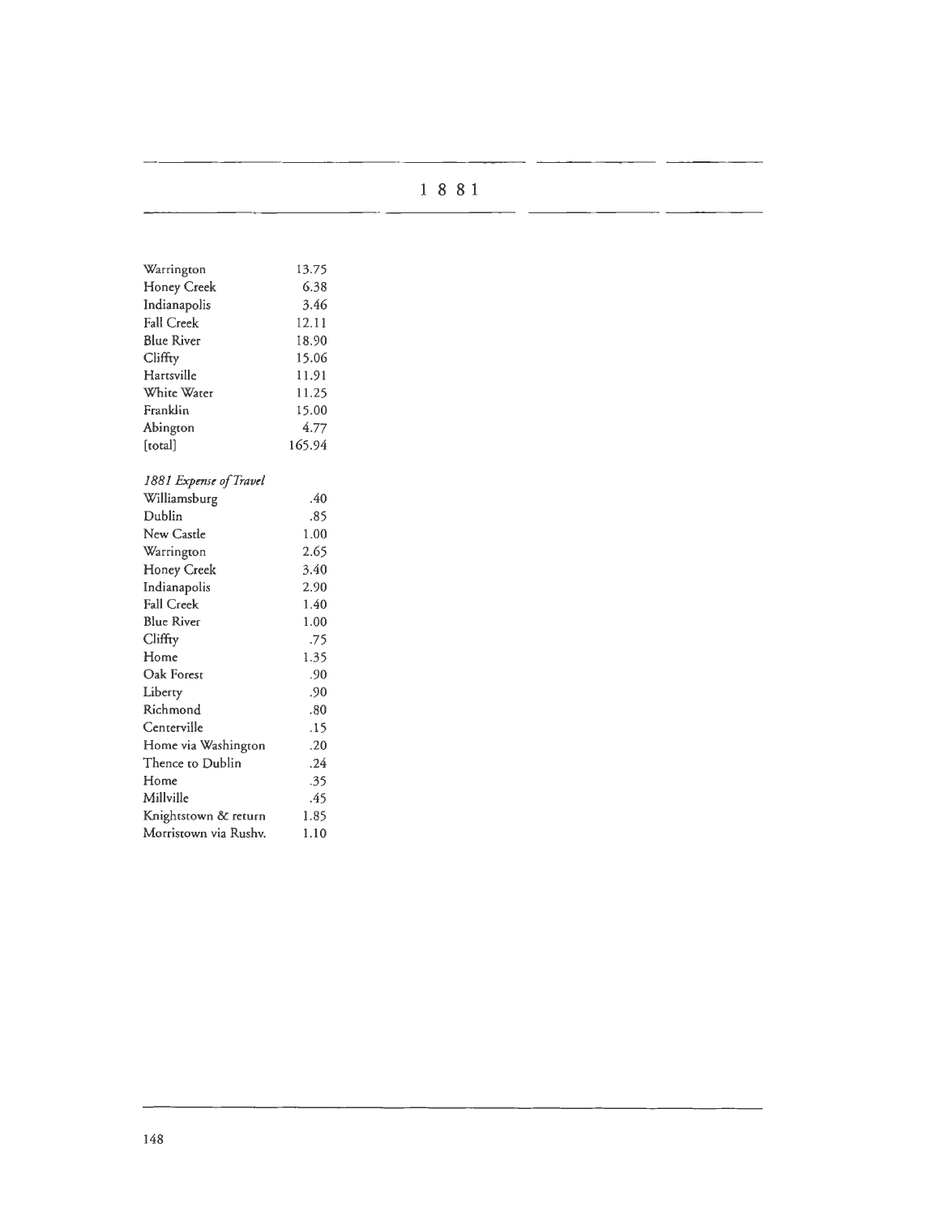| | |
|---|---|
| Warrington | 13.75 |
| Honey Creek | 6.38 |
| Indianapolis | 3.46 |
| Fall Creek | 12.11 |
| Blue River | 18.90 |
| Cliffty | 15.06 |
| Hartsville | 11.91 |
| White Water | 11.25 |
| Franklin | 15.00 |
| Abington | 4.77 |
| [total] | 165.94 |

*1881 Expense of Travel*

| | |
|---|---|
| Williamsburg | .40 |
| Dublin | .85 |
| New Castle | 1.00 |
| Warrington | 2.65 |
| Honey Creek | 3.40 |
| Indianapolis | 2.90 |
| Fall Creek | 1.40 |
| Blue River | 1.00 |
| Cliffty | .75 |
| Home | 1.35 |
| Oak Forest | .90 |
| Liberty | .90 |
| Richmond | .80 |
| Centerville | .15 |
| Home via Washington | .20 |
| Thence to Dublin | .24 |
| Home | .35 |
| Millville | .45 |
| Knightstown & return | 1.85 |
| Morristown via Rushv. | 1.10 |